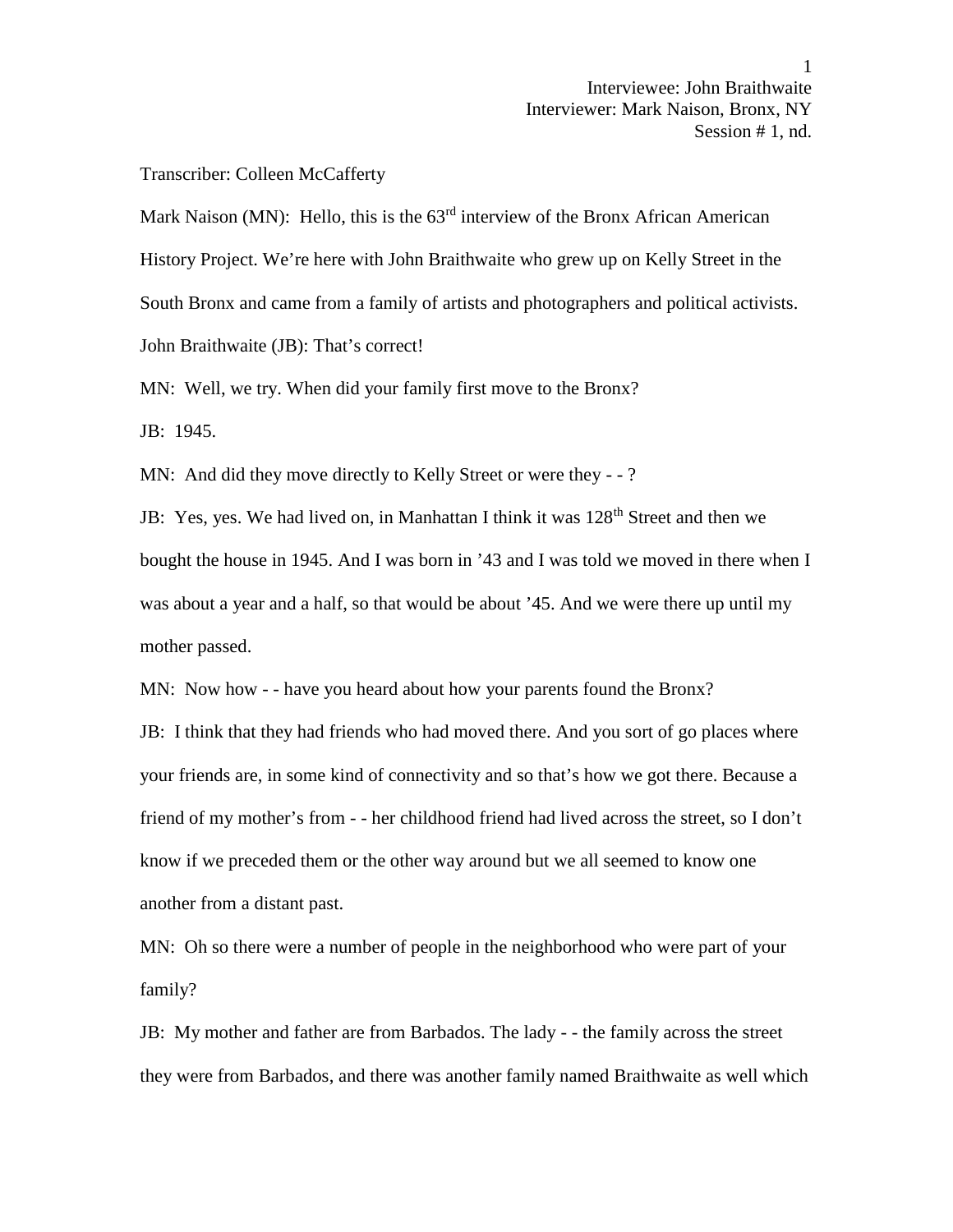Interviewee: John Braithwaite
Interviewer: Mark Naison, Bronx, NY
Session # 1, nd.

Transcriber: Colleen McCafferty

Mark Naison (MN): Hello, this is the 63rd interview of the Bronx African American History Project. We're here with John Braithwaite who grew up on Kelly Street in the South Bronx and came from a family of artists and photographers and political activists.

John Braithwaite (JB): That's correct!

MN: Well, we try. When did your family first move to the Bronx?

JB: 1945.

MN: And did they move directly to Kelly Street or were they - - ?

JB: Yes, yes. We had lived on, in Manhattan I think it was 128th Street and then we bought the house in 1945. And I was born in '43 and I was told we moved in there when I was about a year and a half, so that would be about '45. And we were there up until my mother passed.

MN: Now how - - have you heard about how your parents found the Bronx?

JB: I think that they had friends who had moved there. And you sort of go places where your friends are, in some kind of connectivity and so that's how we got there. Because a friend of my mother's from - - her childhood friend had lived across the street, so I don't know if we preceded them or the other way around but we all seemed to know one another from a distant past.

MN: Oh so there were a number of people in the neighborhood who were part of your family?

JB: My mother and father are from Barbados. The lady - - the family across the street they were from Barbados, and there was another family named Braithwaite as well which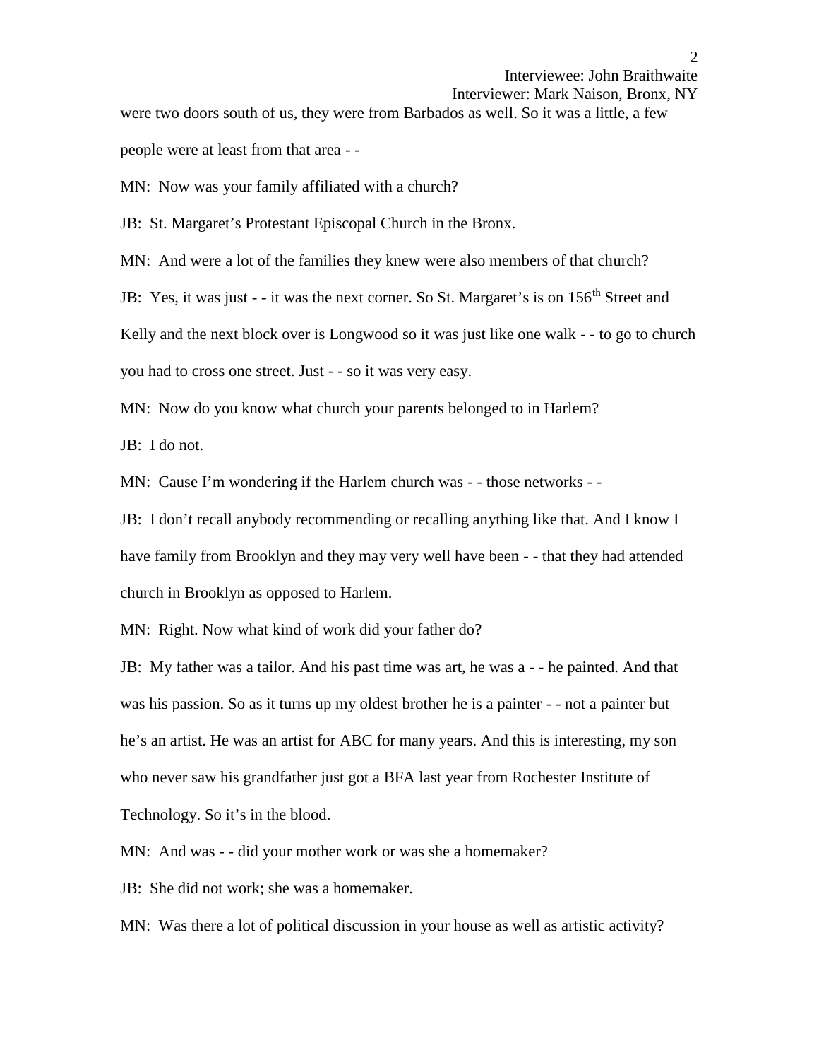were two doors south of us, they were from Barbados as well. So it was a little, a few people were at least from that area - -

MN: Now was your family affiliated with a church?

JB: St. Margaret's Protestant Episcopal Church in the Bronx.

MN: And were a lot of the families they knew were also members of that church?

JB: Yes, it was just - - it was the next corner. So St. Margaret's is on 156th Street and Kelly and the next block over is Longwood so it was just like one walk - - to go to church you had to cross one street. Just - - so it was very easy.

MN: Now do you know what church your parents belonged to in Harlem?

JB: I do not.

MN: Cause I'm wondering if the Harlem church was - - those networks - -

JB: I don't recall anybody recommending or recalling anything like that. And I know I have family from Brooklyn and they may very well have been - - that they had attended church in Brooklyn as opposed to Harlem.

MN: Right. Now what kind of work did your father do?

JB: My father was a tailor. And his past time was art, he was a - - he painted. And that was his passion. So as it turns up my oldest brother he is a painter - - not a painter but he's an artist. He was an artist for ABC for many years. And this is interesting, my son who never saw his grandfather just got a BFA last year from Rochester Institute of Technology. So it's in the blood.

MN: And was - - did your mother work or was she a homemaker?

JB: She did not work; she was a homemaker.

MN: Was there a lot of political discussion in your house as well as artistic activity?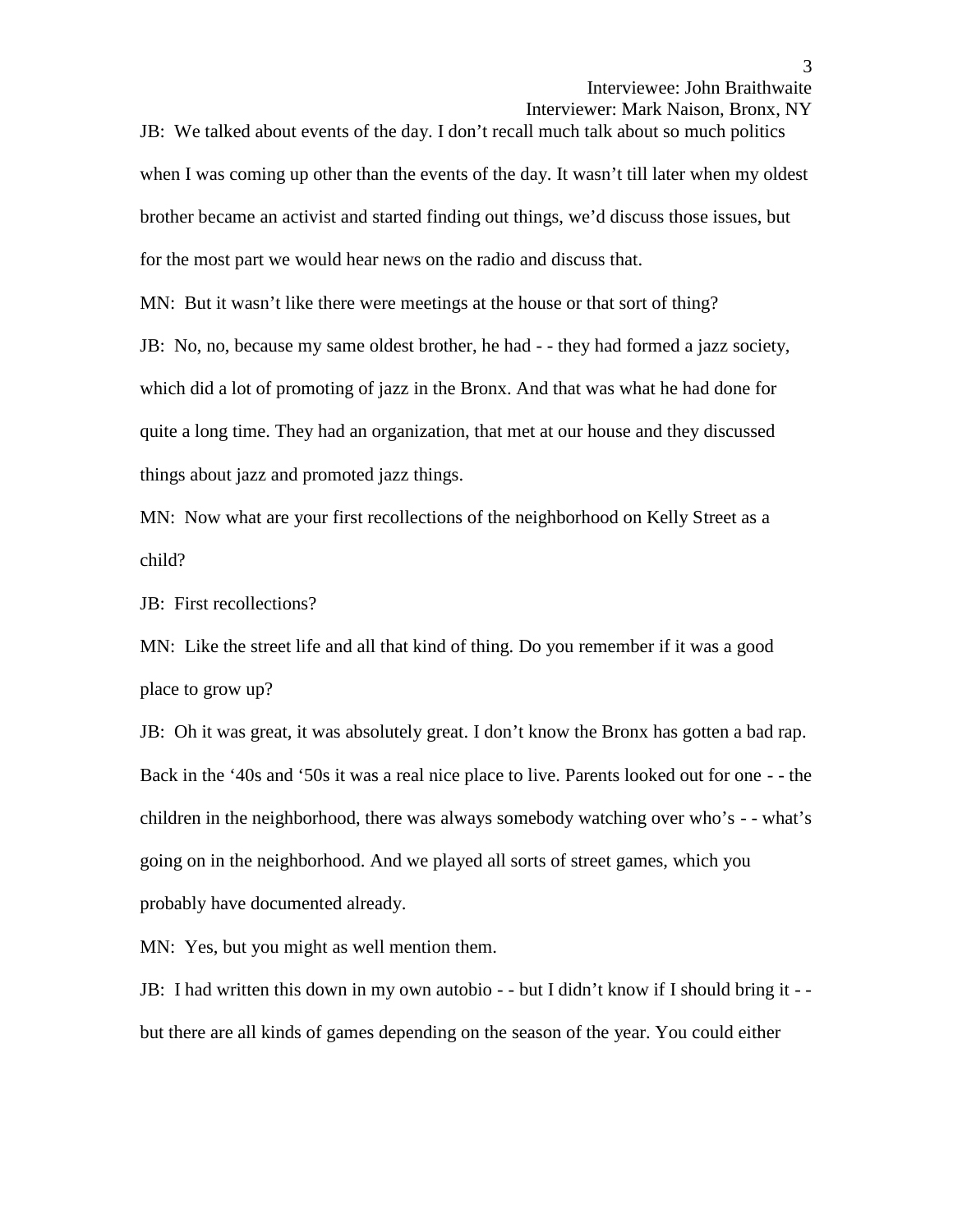JB: We talked about events of the day. I don't recall much talk about so much politics when I was coming up other than the events of the day. It wasn't till later when my oldest brother became an activist and started finding out things, we'd discuss those issues, but for the most part we would hear news on the radio and discuss that.

MN: But it wasn't like there were meetings at the house or that sort of thing?

JB: No, no, because my same oldest brother, he had - - they had formed a jazz society, which did a lot of promoting of jazz in the Bronx. And that was what he had done for quite a long time. They had an organization, that met at our house and they discussed things about jazz and promoted jazz things.

MN: Now what are your first recollections of the neighborhood on Kelly Street as a child?

JB: First recollections?

MN: Like the street life and all that kind of thing. Do you remember if it was a good place to grow up?

JB: Oh it was great, it was absolutely great. I don't know the Bronx has gotten a bad rap. Back in the '40s and '50s it was a real nice place to live. Parents looked out for one - - the children in the neighborhood, there was always somebody watching over who's - - what's going on in the neighborhood. And we played all sorts of street games, which you probably have documented already.

MN: Yes, but you might as well mention them.

JB: I had written this down in my own autobio - - but I didn't know if I should bring it - - but there are all kinds of games depending on the season of the year. You could either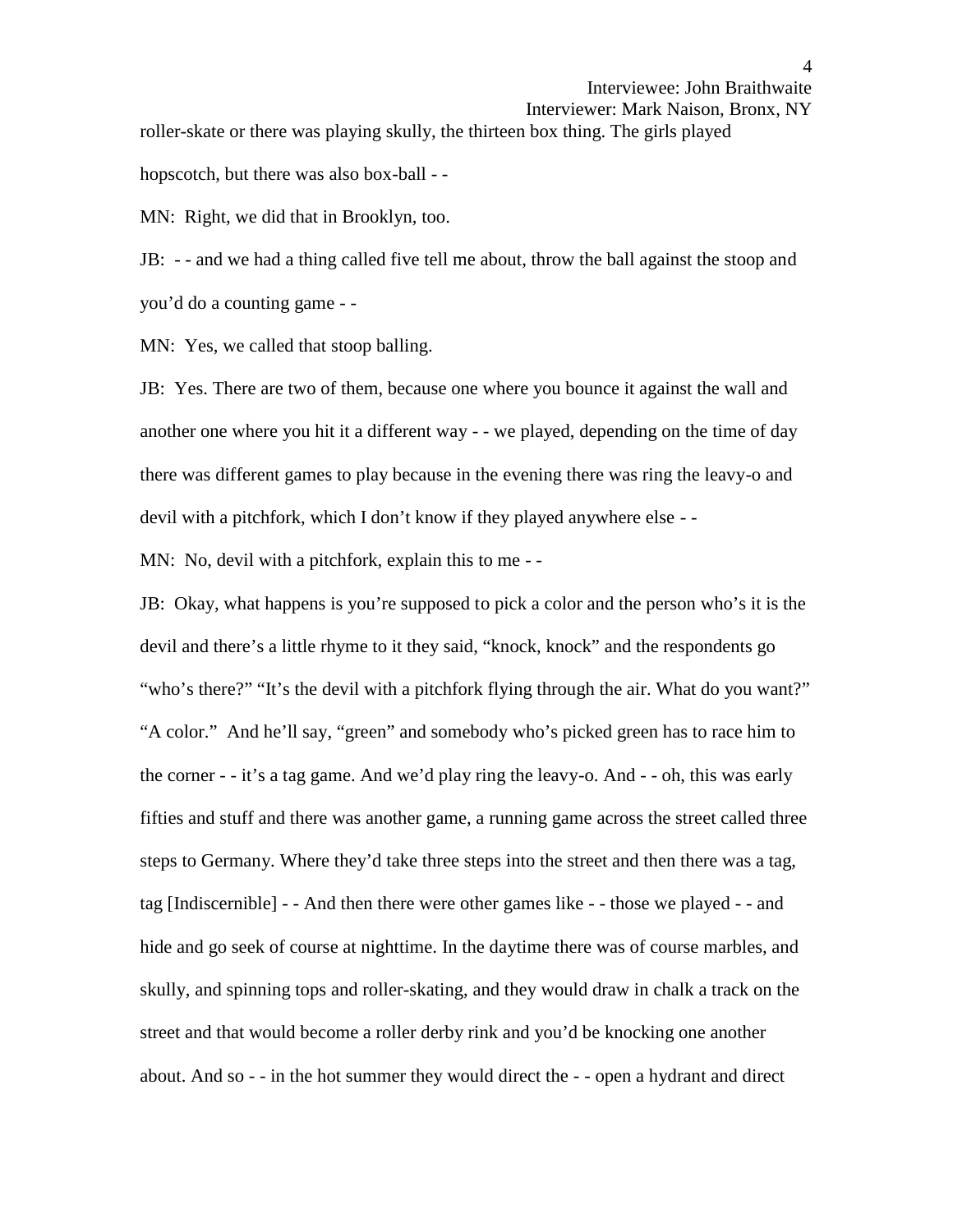roller-skate or there was playing skully, the thirteen box thing. The girls played hopscotch, but there was also box-ball - -

MN: Right, we did that in Brooklyn, too.

JB: - - and we had a thing called five tell me about, throw the ball against the stoop and you'd do a counting game - -

MN: Yes, we called that stoop balling.

JB: Yes. There are two of them, because one where you bounce it against the wall and another one where you hit it a different way - - we played, depending on the time of day there was different games to play because in the evening there was ring the leavy-o and devil with a pitchfork, which I don't know if they played anywhere else - -

MN: No, devil with a pitchfork, explain this to me - -

JB: Okay, what happens is you're supposed to pick a color and the person who's it is the devil and there's a little rhyme to it they said, "knock, knock" and the respondents go "who's there?" "It's the devil with a pitchfork flying through the air. What do you want?" "A color." And he'll say, "green" and somebody who's picked green has to race him to the corner - - it's a tag game. And we'd play ring the leavy-o. And - - oh, this was early fifties and stuff and there was another game, a running game across the street called three steps to Germany. Where they'd take three steps into the street and then there was a tag, tag [Indiscernible] - - And then there were other games like - - those we played - - and hide and go seek of course at nighttime. In the daytime there was of course marbles, and skully, and spinning tops and roller-skating, and they would draw in chalk a track on the street and that would become a roller derby rink and you'd be knocking one another about. And so - - in the hot summer they would direct the - - open a hydrant and direct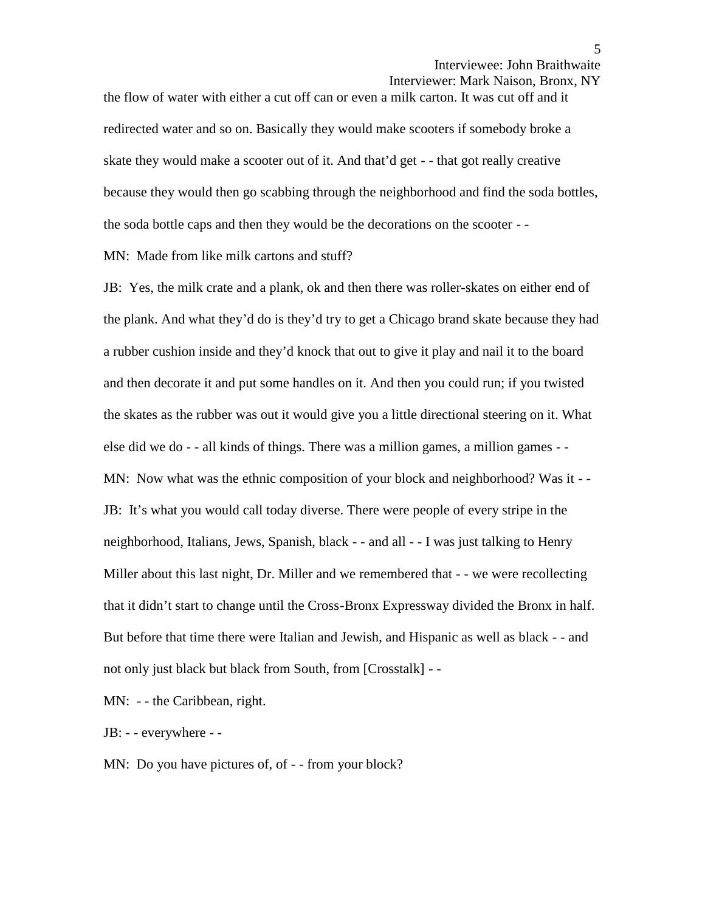the flow of water with either a cut off can or even a milk carton. It was cut off and it redirected water and so on. Basically they would make scooters if somebody broke a skate they would make a scooter out of it. And that'd get - - that got really creative because they would then go scabbing through the neighborhood and find the soda bottles, the soda bottle caps and then they would be the decorations on the scooter - -

MN: Made from like milk cartons and stuff?

JB: Yes, the milk crate and a plank, ok and then there was roller-skates on either end of the plank. And what they'd do is they'd try to get a Chicago brand skate because they had a rubber cushion inside and they'd knock that out to give it play and nail it to the board and then decorate it and put some handles on it. And then you could run; if you twisted the skates as the rubber was out it would give you a little directional steering on it. What else did we do - - all kinds of things. There was a million games, a million games - -

MN: Now what was the ethnic composition of your block and neighborhood? Was it - -

JB: It's what you would call today diverse. There were people of every stripe in the neighborhood, Italians, Jews, Spanish, black - - and all - - I was just talking to Henry Miller about this last night, Dr. Miller and we remembered that - - we were recollecting that it didn't start to change until the Cross-Bronx Expressway divided the Bronx in half. But before that time there were Italian and Jewish, and Hispanic as well as black - - and not only just black but black from South, from [Crosstalk] - -

MN: - - the Caribbean, right.

JB: - - everywhere - -

MN: Do you have pictures of, of - - from your block?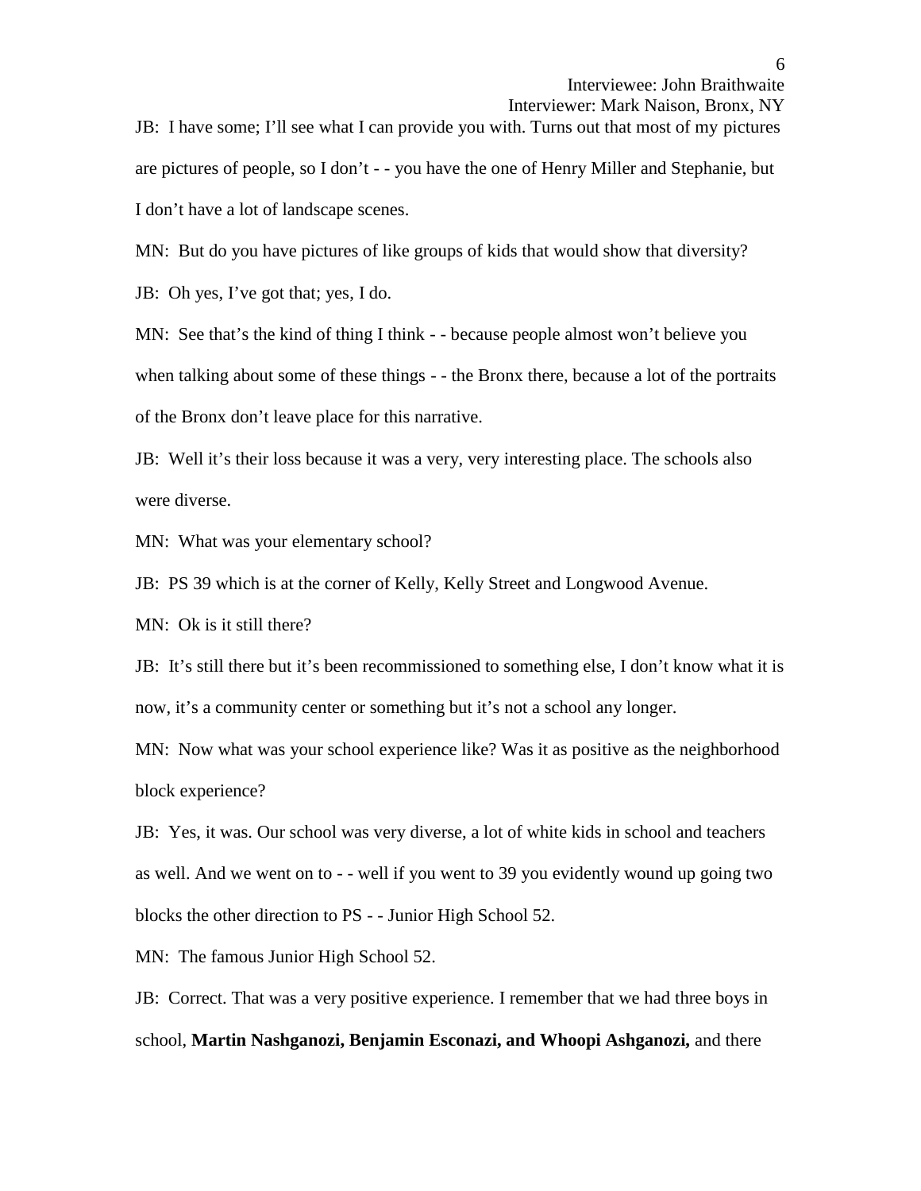JB: I have some; I'll see what I can provide you with. Turns out that most of my pictures are pictures of people, so I don't - - you have the one of Henry Miller and Stephanie, but I don't have a lot of landscape scenes.

MN: But do you have pictures of like groups of kids that would show that diversity?

JB: Oh yes, I've got that; yes, I do.

MN: See that's the kind of thing I think - - because people almost won't believe you when talking about some of these things - - the Bronx there, because a lot of the portraits of the Bronx don't leave place for this narrative.

JB: Well it's their loss because it was a very, very interesting place. The schools also were diverse.

MN: What was your elementary school?

JB: PS 39 which is at the corner of Kelly, Kelly Street and Longwood Avenue.

MN: Ok is it still there?

JB: It's still there but it's been recommissioned to something else, I don't know what it is now, it's a community center or something but it's not a school any longer.

MN: Now what was your school experience like? Was it as positive as the neighborhood block experience?

JB: Yes, it was. Our school was very diverse, a lot of white kids in school and teachers as well. And we went on to - - well if you went to 39 you evidently wound up going two blocks the other direction to PS - - Junior High School 52.

MN: The famous Junior High School 52.

JB: Correct. That was a very positive experience. I remember that we had three boys in school, **Martin Nashganozi, Benjamin Esconazi, and Whoopi Ashganozi,** and there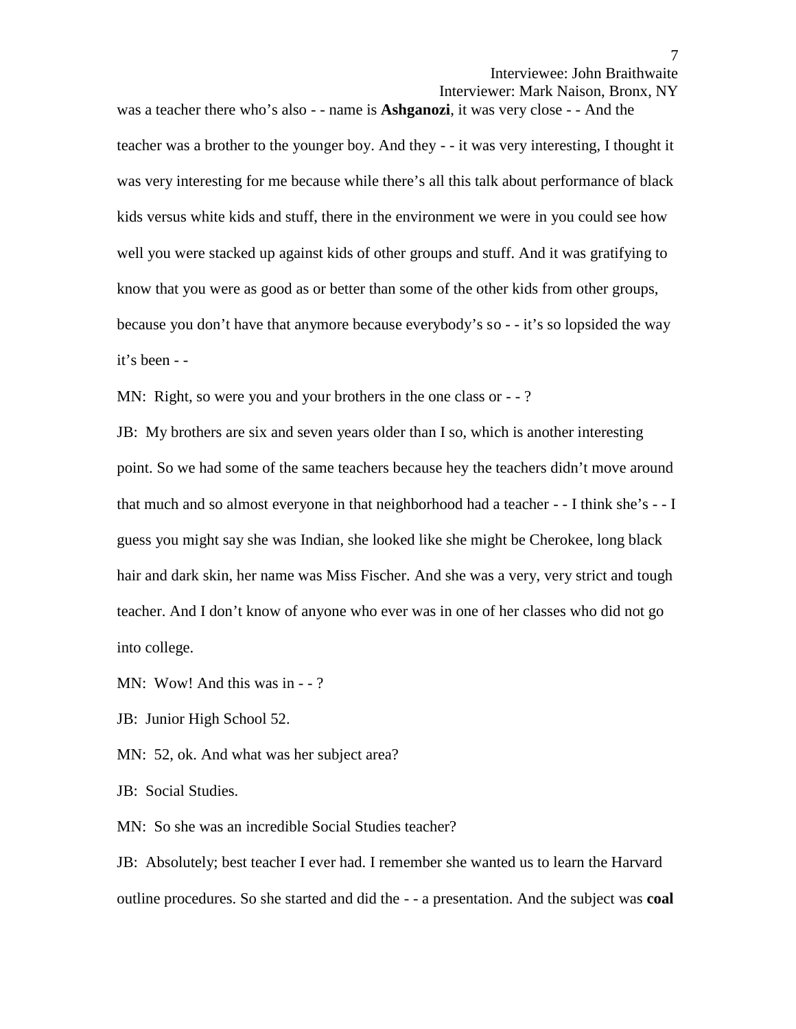was a teacher there who's also - - name is **Ashganozi**, it was very close - - And the teacher was a brother to the younger boy. And they - - it was very interesting, I thought it was very interesting for me because while there's all this talk about performance of black kids versus white kids and stuff, there in the environment we were in you could see how well you were stacked up against kids of other groups and stuff. And it was gratifying to know that you were as good as or better than some of the other kids from other groups, because you don't have that anymore because everybody's so - - it's so lopsided the way it's been - -

MN: Right, so were you and your brothers in the one class or - - ?

JB: My brothers are six and seven years older than I so, which is another interesting point. So we had some of the same teachers because hey the teachers didn't move around that much and so almost everyone in that neighborhood had a teacher - - I think she's - - I guess you might say she was Indian, she looked like she might be Cherokee, long black hair and dark skin, her name was Miss Fischer. And she was a very, very strict and tough teacher. And I don't know of anyone who ever was in one of her classes who did not go into college.

MN: Wow! And this was in - - ?

JB: Junior High School 52.

MN: 52, ok. And what was her subject area?

JB: Social Studies.

MN: So she was an incredible Social Studies teacher?

JB: Absolutely; best teacher I ever had. I remember she wanted us to learn the Harvard outline procedures. So she started and did the - - a presentation. And the subject was **coal**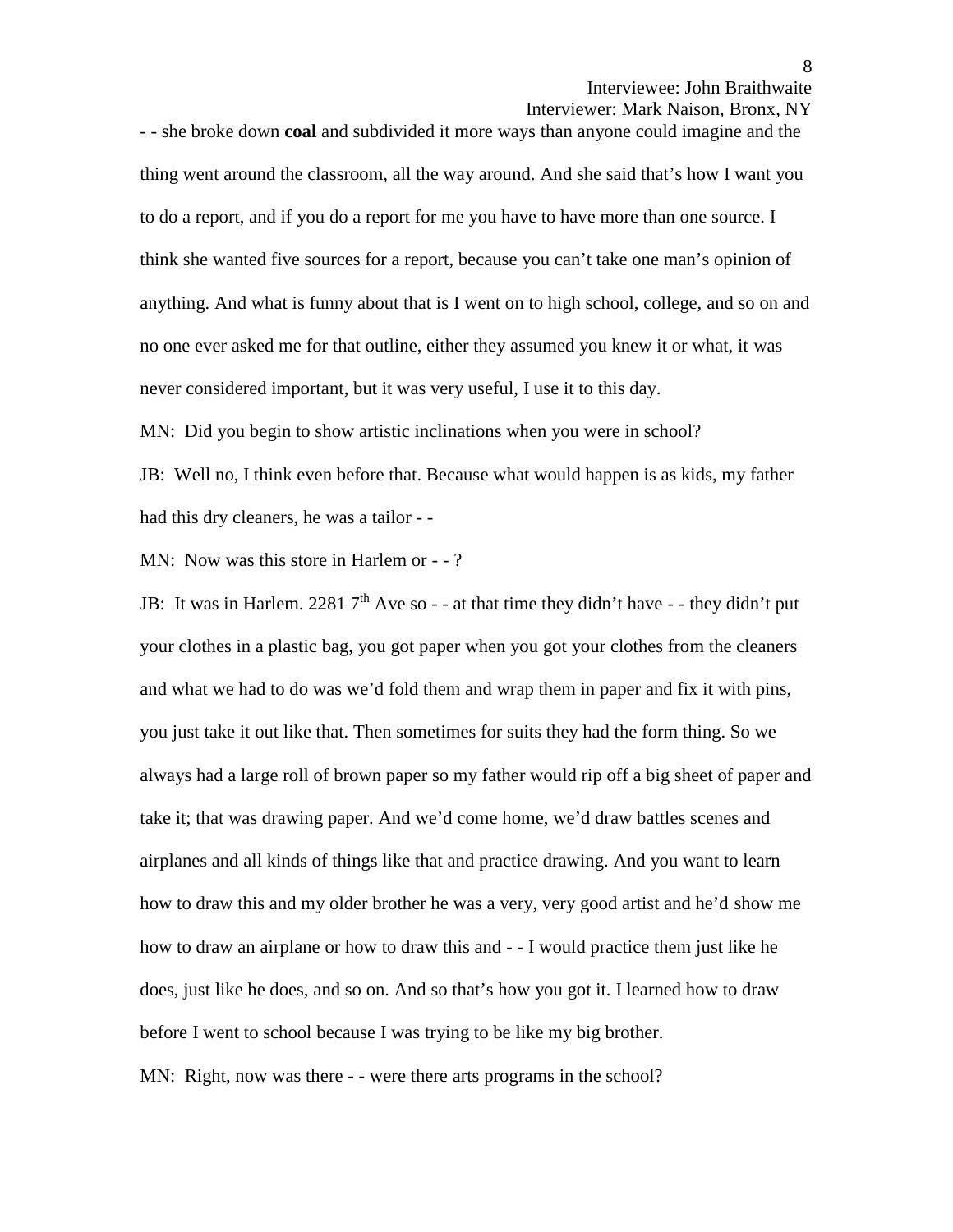- - she broke down **coal** and subdivided it more ways than anyone could imagine and the thing went around the classroom, all the way around. And she said that's how I want you to do a report, and if you do a report for me you have to have more than one source. I think she wanted five sources for a report, because you can't take one man's opinion of anything. And what is funny about that is I went on to high school, college, and so on and no one ever asked me for that outline, either they assumed you knew it or what, it was never considered important, but it was very useful, I use it to this day.

MN: Did you begin to show artistic inclinations when you were in school?

JB: Well no, I think even before that. Because what would happen is as kids, my father had this dry cleaners, he was a tailor - -

MN: Now was this store in Harlem or - - ?

JB: It was in Harlem. 2281 7th Ave so - - at that time they didn't have - - they didn't put your clothes in a plastic bag, you got paper when you got your clothes from the cleaners and what we had to do was we'd fold them and wrap them in paper and fix it with pins, you just take it out like that. Then sometimes for suits they had the form thing. So we always had a large roll of brown paper so my father would rip off a big sheet of paper and take it; that was drawing paper. And we'd come home, we'd draw battles scenes and airplanes and all kinds of things like that and practice drawing. And you want to learn how to draw this and my older brother he was a very, very good artist and he'd show me how to draw an airplane or how to draw this and - - I would practice them just like he does, just like he does, and so on. And so that's how you got it. I learned how to draw before I went to school because I was trying to be like my big brother.

MN: Right, now was there - - were there arts programs in the school?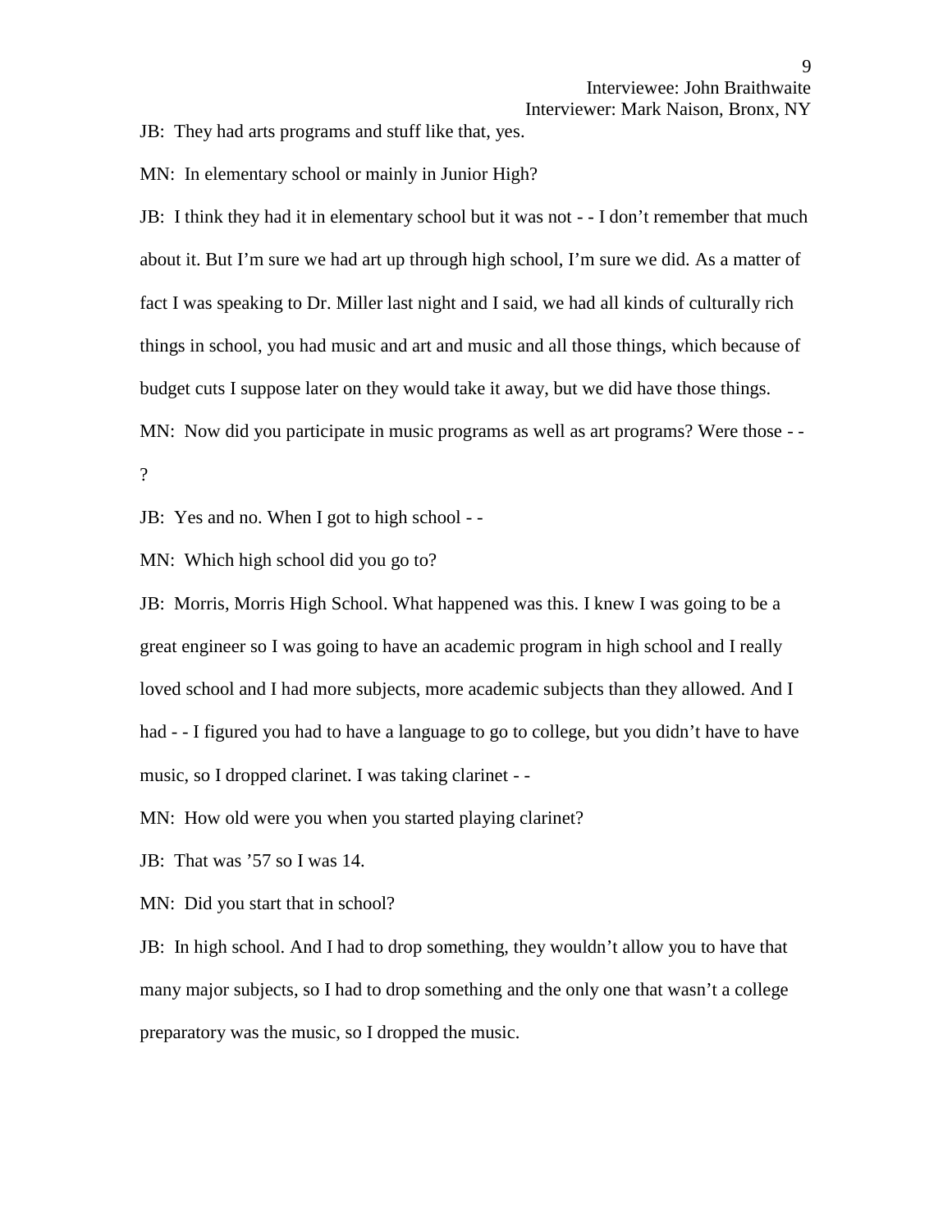JB: They had arts programs and stuff like that, yes.

MN: In elementary school or mainly in Junior High?

JB: I think they had it in elementary school but it was not - - I don't remember that much about it. But I'm sure we had art up through high school, I'm sure we did. As a matter of fact I was speaking to Dr. Miller last night and I said, we had all kinds of culturally rich things in school, you had music and art and music and all those things, which because of budget cuts I suppose later on they would take it away, but we did have those things.

MN: Now did you participate in music programs as well as art programs? Were those - - ?

JB: Yes and no. When I got to high school - -

MN: Which high school did you go to?

JB: Morris, Morris High School. What happened was this. I knew I was going to be a great engineer so I was going to have an academic program in high school and I really loved school and I had more subjects, more academic subjects than they allowed. And I had - - I figured you had to have a language to go to college, but you didn't have to have music, so I dropped clarinet. I was taking clarinet - -

MN: How old were you when you started playing clarinet?

JB: That was '57 so I was 14.

MN: Did you start that in school?

JB: In high school. And I had to drop something, they wouldn't allow you to have that many major subjects, so I had to drop something and the only one that wasn't a college preparatory was the music, so I dropped the music.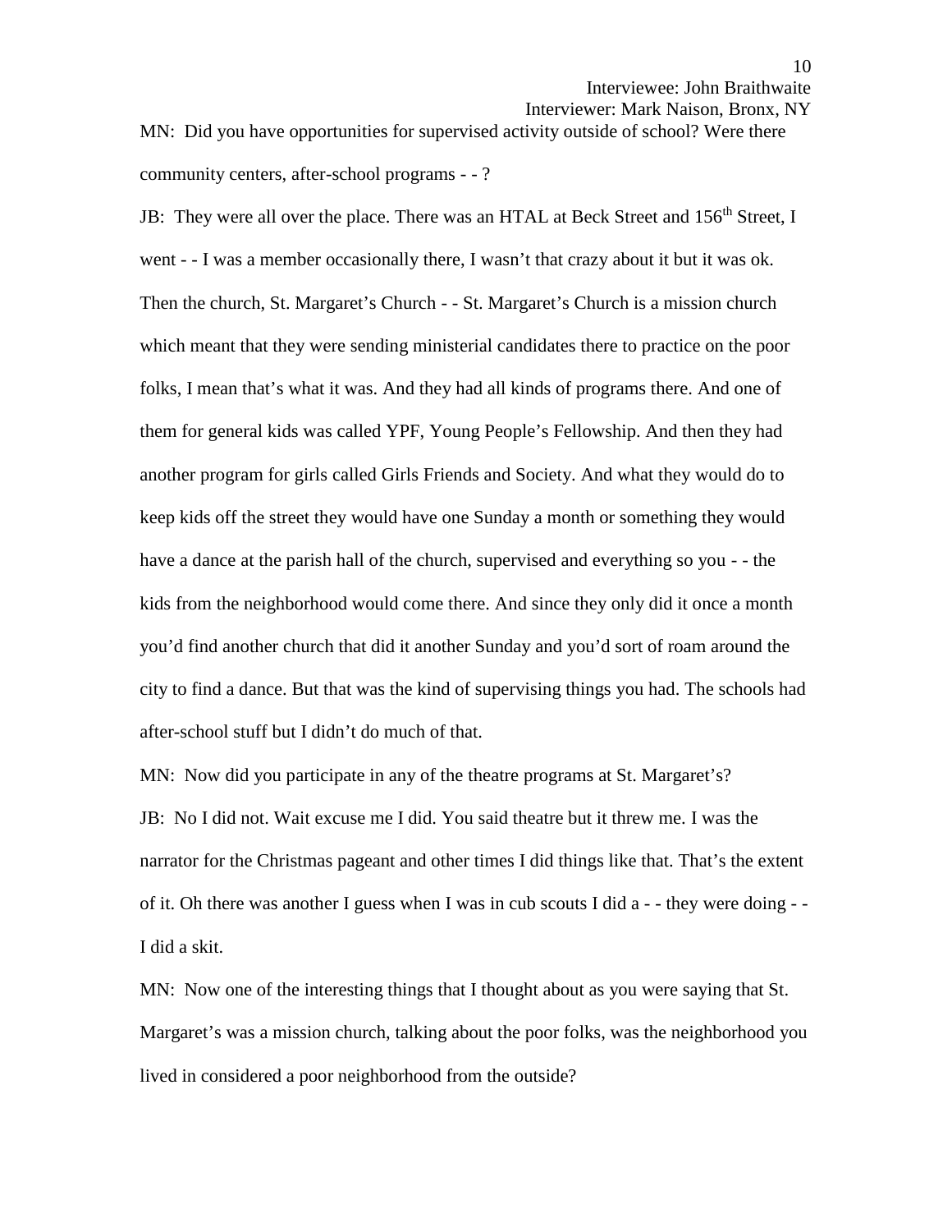MN: Did you have opportunities for supervised activity outside of school? Were there community centers, after-school programs - - ?

JB: They were all over the place. There was an HTAL at Beck Street and 156th Street, I went - - I was a member occasionally there, I wasn't that crazy about it but it was ok. Then the church, St. Margaret's Church - - St. Margaret's Church is a mission church which meant that they were sending ministerial candidates there to practice on the poor folks, I mean that's what it was. And they had all kinds of programs there. And one of them for general kids was called YPF, Young People's Fellowship. And then they had another program for girls called Girls Friends and Society. And what they would do to keep kids off the street they would have one Sunday a month or something they would have a dance at the parish hall of the church, supervised and everything so you - - the kids from the neighborhood would come there. And since they only did it once a month you'd find another church that did it another Sunday and you'd sort of roam around the city to find a dance. But that was the kind of supervising things you had. The schools had after-school stuff but I didn't do much of that.

MN: Now did you participate in any of the theatre programs at St. Margaret's?

JB: No I did not. Wait excuse me I did. You said theatre but it threw me. I was the narrator for the Christmas pageant and other times I did things like that. That's the extent of it. Oh there was another I guess when I was in cub scouts I did a - - they were doing - - I did a skit.

MN: Now one of the interesting things that I thought about as you were saying that St. Margaret's was a mission church, talking about the poor folks, was the neighborhood you lived in considered a poor neighborhood from the outside?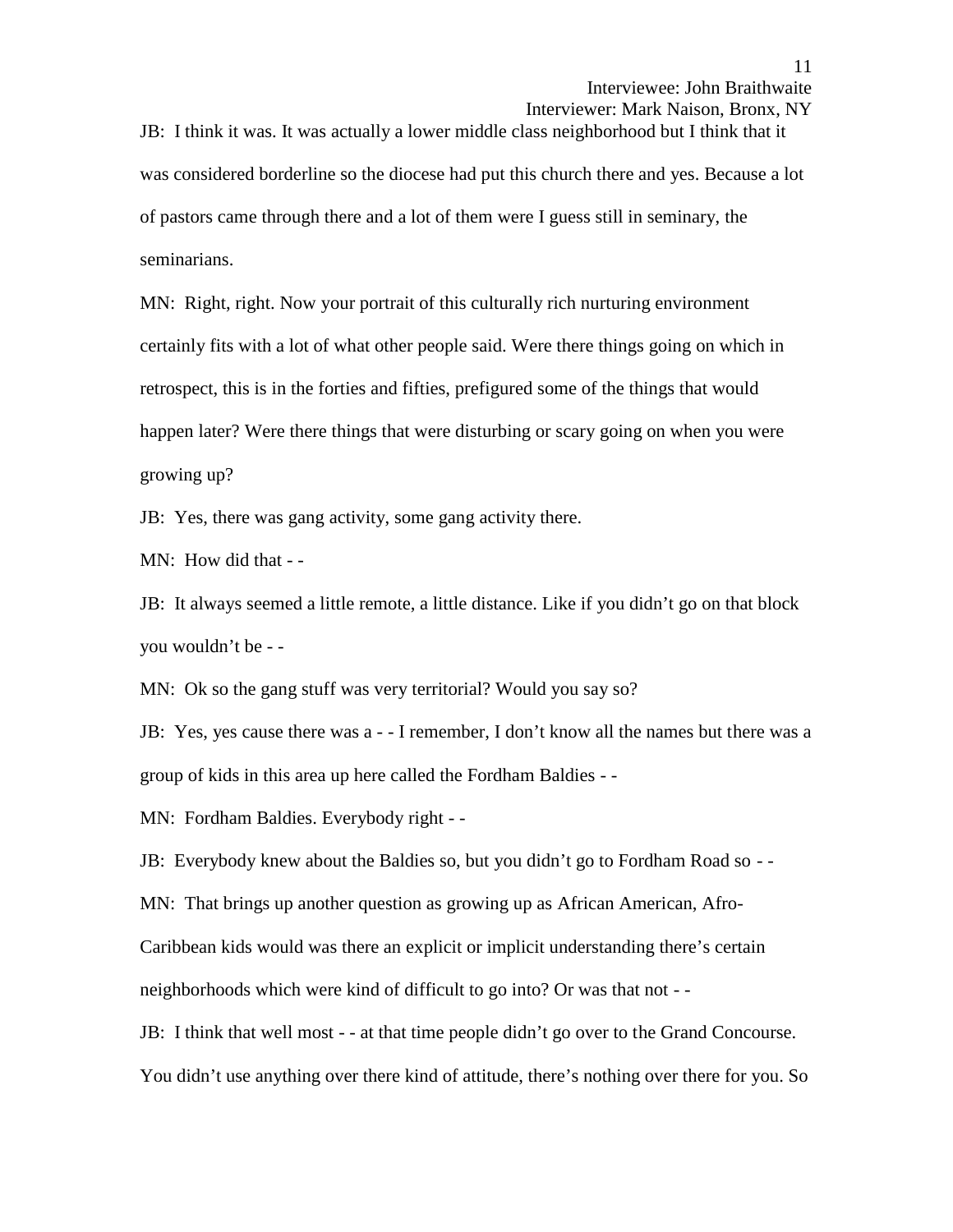JB: I think it was. It was actually a lower middle class neighborhood but I think that it was considered borderline so the diocese had put this church there and yes. Because a lot of pastors came through there and a lot of them were I guess still in seminary, the seminarians.

MN: Right, right. Now your portrait of this culturally rich nurturing environment certainly fits with a lot of what other people said. Were there things going on which in retrospect, this is in the forties and fifties, prefigured some of the things that would happen later? Were there things that were disturbing or scary going on when you were growing up?

JB: Yes, there was gang activity, some gang activity there.

MN: How did that - -

JB: It always seemed a little remote, a little distance. Like if you didn't go on that block you wouldn't be - -

MN: Ok so the gang stuff was very territorial? Would you say so?

JB: Yes, yes cause there was a - - I remember, I don't know all the names but there was a group of kids in this area up here called the Fordham Baldies - -

MN: Fordham Baldies. Everybody right - -

JB: Everybody knew about the Baldies so, but you didn't go to Fordham Road so - -

MN: That brings up another question as growing up as African American, Afro-Caribbean kids would was there an explicit or implicit understanding there's certain neighborhoods which were kind of difficult to go into? Or was that not - -

JB: I think that well most - - at that time people didn't go over to the Grand Concourse. You didn't use anything over there kind of attitude, there's nothing over there for you. So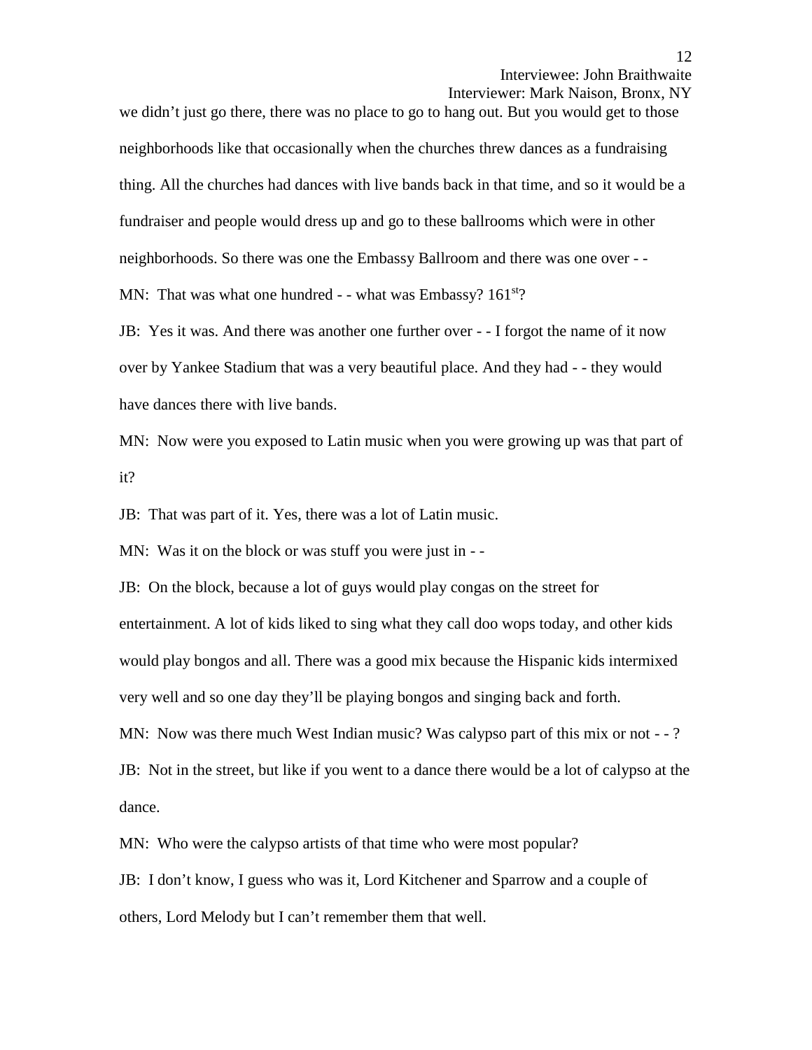we didn't just go there, there was no place to go to hang out. But you would get to those neighborhoods like that occasionally when the churches threw dances as a fundraising thing. All the churches had dances with live bands back in that time, and so it would be a fundraiser and people would dress up and go to these ballrooms which were in other neighborhoods. So there was one the Embassy Ballroom and there was one over - -

MN: That was what one hundred - - what was Embassy? 161st?

JB: Yes it was. And there was another one further over - - I forgot the name of it now over by Yankee Stadium that was a very beautiful place. And they had - - they would have dances there with live bands.

MN: Now were you exposed to Latin music when you were growing up was that part of it?

JB: That was part of it. Yes, there was a lot of Latin music.

MN: Was it on the block or was stuff you were just in - -

JB: On the block, because a lot of guys would play congas on the street for entertainment. A lot of kids liked to sing what they call doo wops today, and other kids would play bongos and all. There was a good mix because the Hispanic kids intermixed very well and so one day they'll be playing bongos and singing back and forth.

MN: Now was there much West Indian music? Was calypso part of this mix or not - - ?

JB: Not in the street, but like if you went to a dance there would be a lot of calypso at the dance.

MN: Who were the calypso artists of that time who were most popular?

JB: I don't know, I guess who was it, Lord Kitchener and Sparrow and a couple of others, Lord Melody but I can't remember them that well.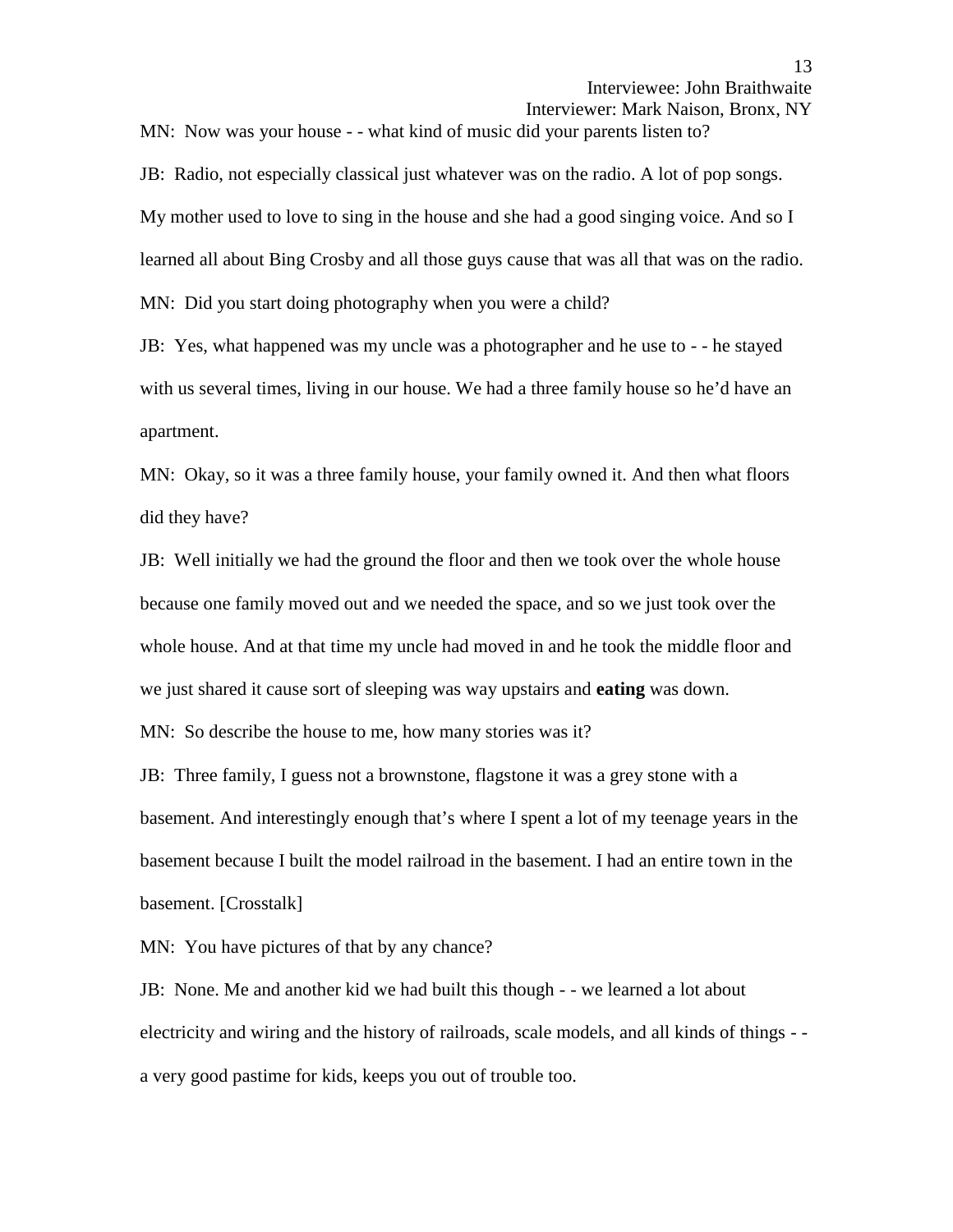MN: Now was your house - - what kind of music did your parents listen to?

JB: Radio, not especially classical just whatever was on the radio. A lot of pop songs. My mother used to love to sing in the house and she had a good singing voice. And so I learned all about Bing Crosby and all those guys cause that was all that was on the radio.

MN: Did you start doing photography when you were a child?

JB: Yes, what happened was my uncle was a photographer and he use to - - he stayed with us several times, living in our house. We had a three family house so he'd have an apartment.

MN: Okay, so it was a three family house, your family owned it. And then what floors did they have?

JB: Well initially we had the ground the floor and then we took over the whole house because one family moved out and we needed the space, and so we just took over the whole house. And at that time my uncle had moved in and he took the middle floor and we just shared it cause sort of sleeping was way upstairs and **eating** was down.

MN: So describe the house to me, how many stories was it?

JB: Three family, I guess not a brownstone, flagstone it was a grey stone with a basement. And interestingly enough that's where I spent a lot of my teenage years in the basement because I built the model railroad in the basement. I had an entire town in the basement. [Crosstalk]

MN: You have pictures of that by any chance?

JB: None. Me and another kid we had built this though - - we learned a lot about electricity and wiring and the history of railroads, scale models, and all kinds of things - - a very good pastime for kids, keeps you out of trouble too.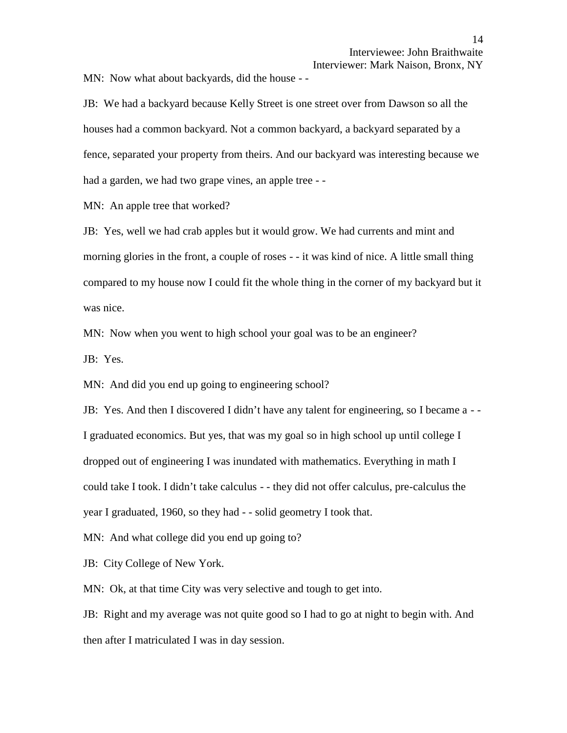MN: Now what about backyards, did the house - -

JB: We had a backyard because Kelly Street is one street over from Dawson so all the houses had a common backyard. Not a common backyard, a backyard separated by a fence, separated your property from theirs. And our backyard was interesting because we had a garden, we had two grape vines, an apple tree - -

MN: An apple tree that worked?

JB: Yes, well we had crab apples but it would grow. We had currents and mint and morning glories in the front, a couple of roses - - it was kind of nice. A little small thing compared to my house now I could fit the whole thing in the corner of my backyard but it was nice.

MN: Now when you went to high school your goal was to be an engineer?

JB: Yes.

MN: And did you end up going to engineering school?

JB: Yes. And then I discovered I didn't have any talent for engineering, so I became a - - I graduated economics. But yes, that was my goal so in high school up until college I dropped out of engineering I was inundated with mathematics. Everything in math I could take I took. I didn't take calculus - - they did not offer calculus, pre-calculus the year I graduated, 1960, so they had - - solid geometry I took that.

MN: And what college did you end up going to?

JB: City College of New York.

MN: Ok, at that time City was very selective and tough to get into.

JB: Right and my average was not quite good so I had to go at night to begin with. And then after I matriculated I was in day session.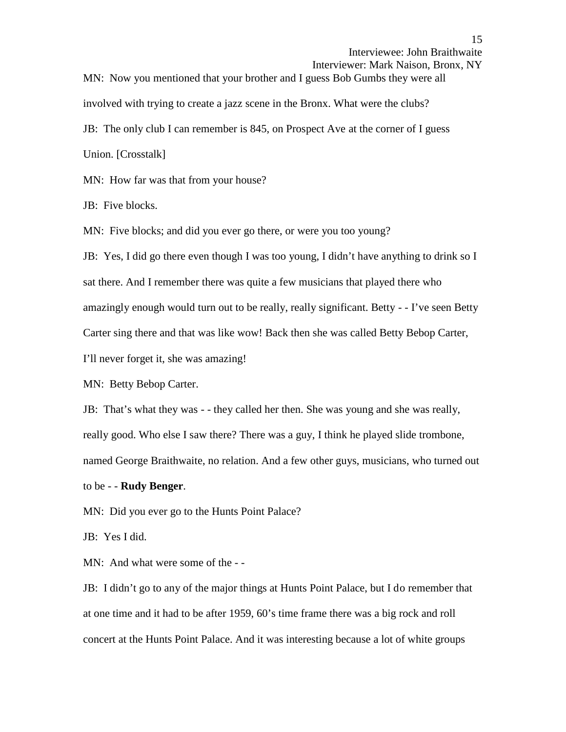MN: Now you mentioned that your brother and I guess Bob Gumbs they were all involved with trying to create a jazz scene in the Bronx. What were the clubs?

JB: The only club I can remember is 845, on Prospect Ave at the corner of I guess Union. [Crosstalk]

MN: How far was that from your house?

JB: Five blocks.

MN: Five blocks; and did you ever go there, or were you too young?

JB: Yes, I did go there even though I was too young, I didn't have anything to drink so I sat there. And I remember there was quite a few musicians that played there who amazingly enough would turn out to be really, really significant. Betty - - I've seen Betty Carter sing there and that was like wow! Back then she was called Betty Bebop Carter, I'll never forget it, she was amazing!

MN: Betty Bebop Carter.

JB: That's what they was - - they called her then. She was young and she was really, really good. Who else I saw there? There was a guy, I think he played slide trombone, named George Braithwaite, no relation. And a few other guys, musicians, who turned out to be - - **Rudy Benger**.

MN: Did you ever go to the Hunts Point Palace?

JB: Yes I did.

MN: And what were some of the - -

JB: I didn't go to any of the major things at Hunts Point Palace, but I do remember that at one time and it had to be after 1959, 60's time frame there was a big rock and roll concert at the Hunts Point Palace. And it was interesting because a lot of white groups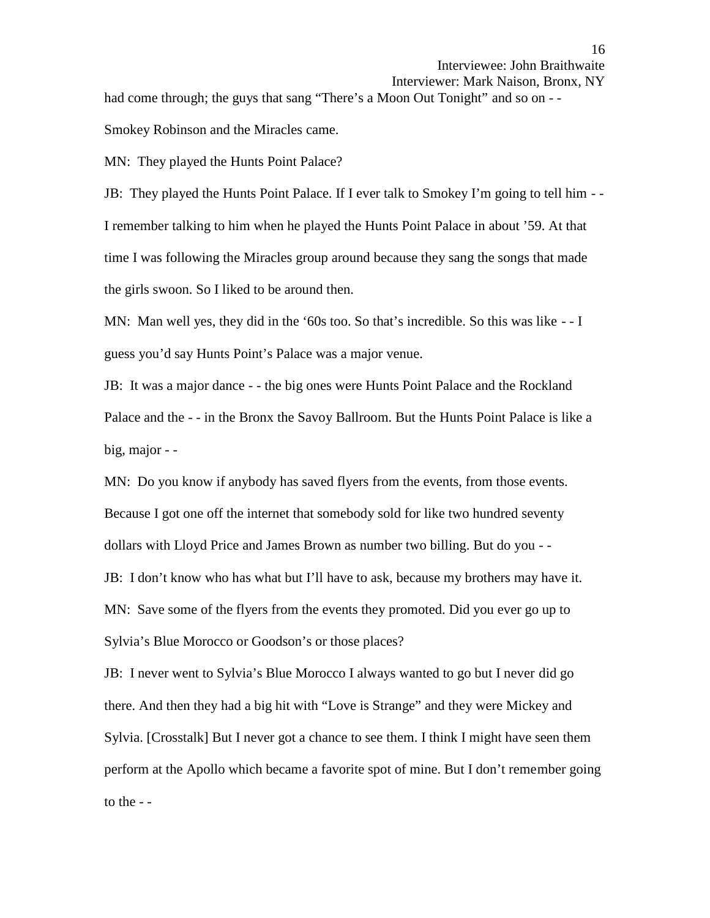had come through; the guys that sang "There's a Moon Out Tonight" and so on - - Smokey Robinson and the Miracles came.

MN: They played the Hunts Point Palace?

JB: They played the Hunts Point Palace. If I ever talk to Smokey I'm going to tell him - - I remember talking to him when he played the Hunts Point Palace in about '59. At that time I was following the Miracles group around because they sang the songs that made the girls swoon. So I liked to be around then.

MN: Man well yes, they did in the '60s too. So that's incredible. So this was like - - I guess you'd say Hunts Point's Palace was a major venue.

JB: It was a major dance - - the big ones were Hunts Point Palace and the Rockland Palace and the - - in the Bronx the Savoy Ballroom. But the Hunts Point Palace is like a big, major - -

MN: Do you know if anybody has saved flyers from the events, from those events. Because I got one off the internet that somebody sold for like two hundred seventy dollars with Lloyd Price and James Brown as number two billing. But do you - -

JB: I don't know who has what but I'll have to ask, because my brothers may have it.

MN: Save some of the flyers from the events they promoted. Did you ever go up to Sylvia's Blue Morocco or Goodson's or those places?

JB: I never went to Sylvia's Blue Morocco I always wanted to go but I never did go there. And then they had a big hit with "Love is Strange" and they were Mickey and Sylvia. [Crosstalk] But I never got a chance to see them. I think I might have seen them perform at the Apollo which became a favorite spot of mine. But I don't remember going to the - -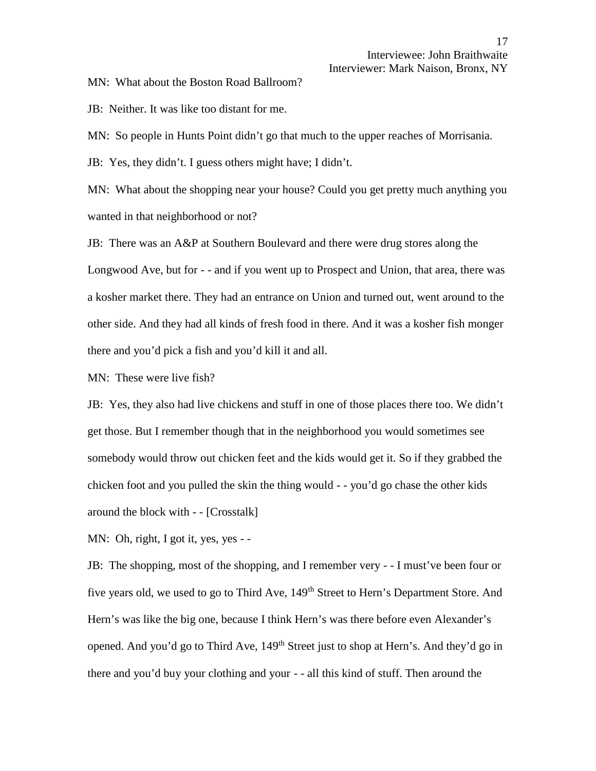MN: What about the Boston Road Ballroom?

JB: Neither. It was like too distant for me.

MN: So people in Hunts Point didn't go that much to the upper reaches of Morrisania.

JB: Yes, they didn't. I guess others might have; I didn't.

MN: What about the shopping near your house? Could you get pretty much anything you wanted in that neighborhood or not?

JB: There was an A&P at Southern Boulevard and there were drug stores along the Longwood Ave, but for - - and if you went up to Prospect and Union, that area, there was a kosher market there. They had an entrance on Union and turned out, went around to the other side. And they had all kinds of fresh food in there. And it was a kosher fish monger there and you'd pick a fish and you'd kill it and all.

MN: These were live fish?

JB: Yes, they also had live chickens and stuff in one of those places there too. We didn't get those. But I remember though that in the neighborhood you would sometimes see somebody would throw out chicken feet and the kids would get it. So if they grabbed the chicken foot and you pulled the skin the thing would - - you'd go chase the other kids around the block with - - [Crosstalk]

MN: Oh, right, I got it, yes, yes - -

JB: The shopping, most of the shopping, and I remember very - - I must've been four or five years old, we used to go to Third Ave, 149th Street to Hern's Department Store. And Hern's was like the big one, because I think Hern's was there before even Alexander's opened. And you'd go to Third Ave, 149th Street just to shop at Hern's. And they'd go in there and you'd buy your clothing and your - - all this kind of stuff. Then around the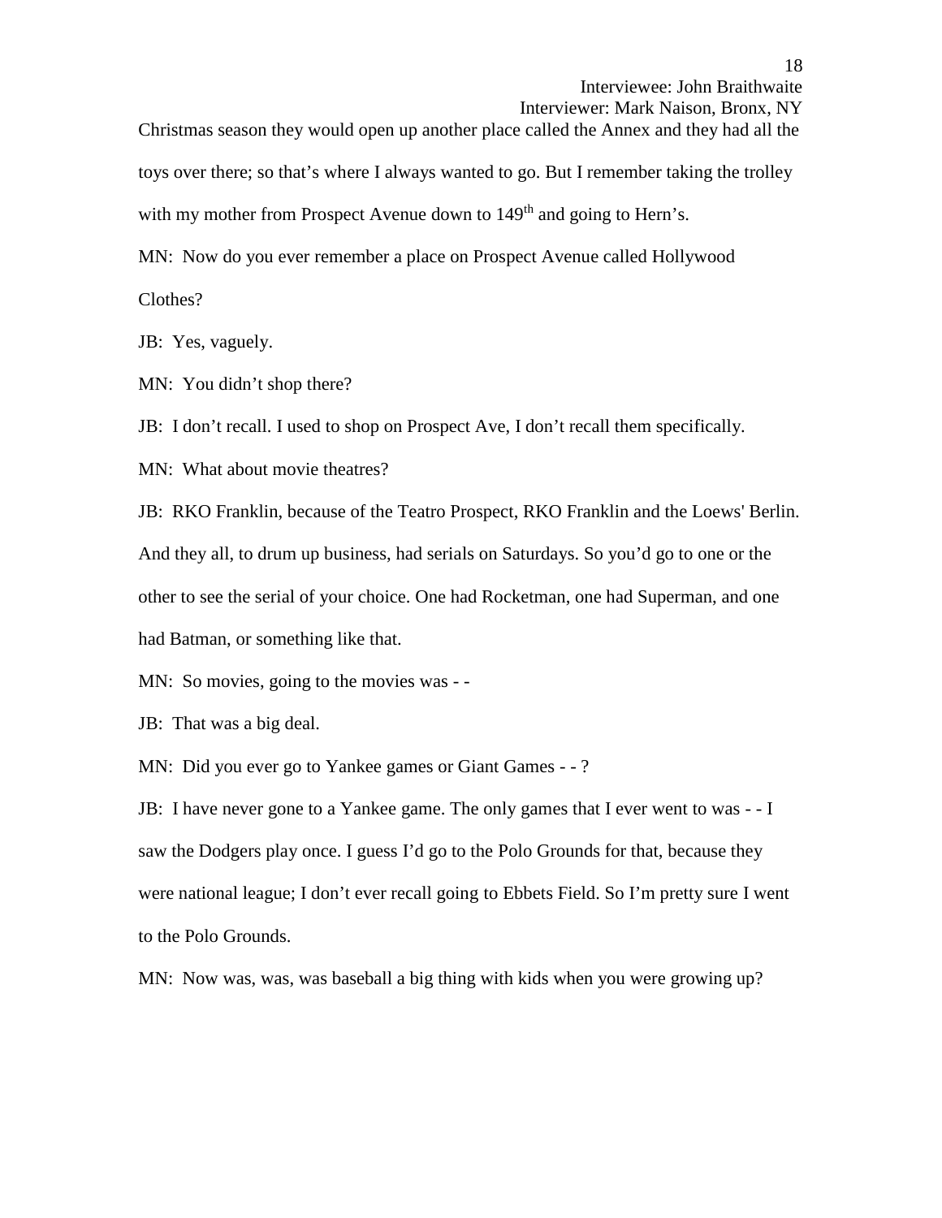Christmas season they would open up another place called the Annex and they had all the toys over there; so that's where I always wanted to go. But I remember taking the trolley with my mother from Prospect Avenue down to 149th and going to Hern's.

MN: Now do you ever remember a place on Prospect Avenue called Hollywood Clothes?

JB: Yes, vaguely.

MN: You didn't shop there?

JB: I don't recall. I used to shop on Prospect Ave, I don't recall them specifically.

MN: What about movie theatres?

JB: RKO Franklin, because of the Teatro Prospect, RKO Franklin and the Loews' Berlin. And they all, to drum up business, had serials on Saturdays. So you'd go to one or the other to see the serial of your choice. One had Rocketman, one had Superman, and one had Batman, or something like that.

MN: So movies, going to the movies was - -

JB: That was a big deal.

MN: Did you ever go to Yankee games or Giant Games - - ?

JB: I have never gone to a Yankee game. The only games that I ever went to was - - I saw the Dodgers play once. I guess I'd go to the Polo Grounds for that, because they were national league; I don't ever recall going to Ebbets Field. So I'm pretty sure I went to the Polo Grounds.

MN: Now was, was, was baseball a big thing with kids when you were growing up?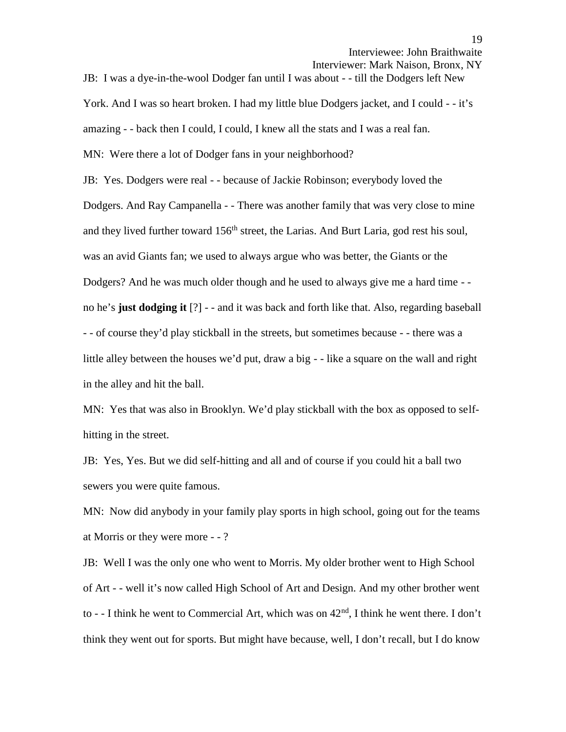JB: I was a dye-in-the-wool Dodger fan until I was about - - till the Dodgers left New York. And I was so heart broken. I had my little blue Dodgers jacket, and I could - - it's amazing - - back then I could, I could, I knew all the stats and I was a real fan.

MN: Were there a lot of Dodger fans in your neighborhood?

JB: Yes. Dodgers were real - - because of Jackie Robinson; everybody loved the Dodgers. And Ray Campanella - - There was another family that was very close to mine and they lived further toward 156th street, the Larias. And Burt Laria, god rest his soul, was an avid Giants fan; we used to always argue who was better, the Giants or the Dodgers? And he was much older though and he used to always give me a hard time - - no he's **just dodging it** [?] - - and it was back and forth like that. Also, regarding baseball - - of course they'd play stickball in the streets, but sometimes because - - there was a little alley between the houses we'd put, draw a big - - like a square on the wall and right in the alley and hit the ball.

MN: Yes that was also in Brooklyn. We'd play stickball with the box as opposed to self-hitting in the street.

JB: Yes, Yes. But we did self-hitting and all and of course if you could hit a ball two sewers you were quite famous.

MN: Now did anybody in your family play sports in high school, going out for the teams at Morris or they were more - - ?

JB: Well I was the only one who went to Morris. My older brother went to High School of Art - - well it's now called High School of Art and Design. And my other brother went to - - I think he went to Commercial Art, which was on 42nd, I think he went there. I don't think they went out for sports. But might have because, well, I don't recall, but I do know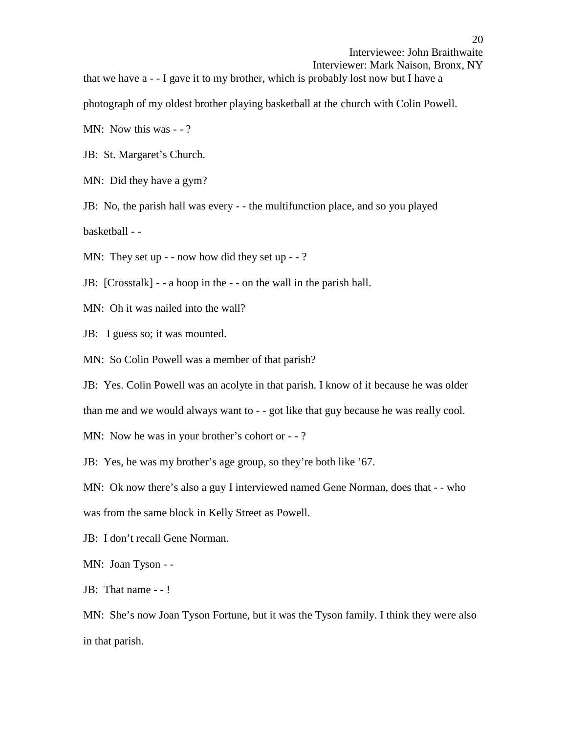that we have a - - I gave it to my brother, which is probably lost now but I have a photograph of my oldest brother playing basketball at the church with Colin Powell.

MN: Now this was - - ?

JB: St. Margaret's Church.

MN: Did they have a gym?

JB: No, the parish hall was every - - the multifunction place, and so you played basketball - -

MN: They set up - - now how did they set up - - ?

JB: [Crosstalk] - - a hoop in the - - on the wall in the parish hall.

MN: Oh it was nailed into the wall?

JB: I guess so; it was mounted.

MN: So Colin Powell was a member of that parish?

JB: Yes. Colin Powell was an acolyte in that parish. I know of it because he was older than me and we would always want to - - got like that guy because he was really cool.

MN: Now he was in your brother's cohort or - - ?

JB: Yes, he was my brother's age group, so they're both like '67.

MN: Ok now there's also a guy I interviewed named Gene Norman, does that - - who was from the same block in Kelly Street as Powell.

JB: I don't recall Gene Norman.

MN: Joan Tyson - -

JB: That name - - !

MN: She's now Joan Tyson Fortune, but it was the Tyson family. I think they were also in that parish.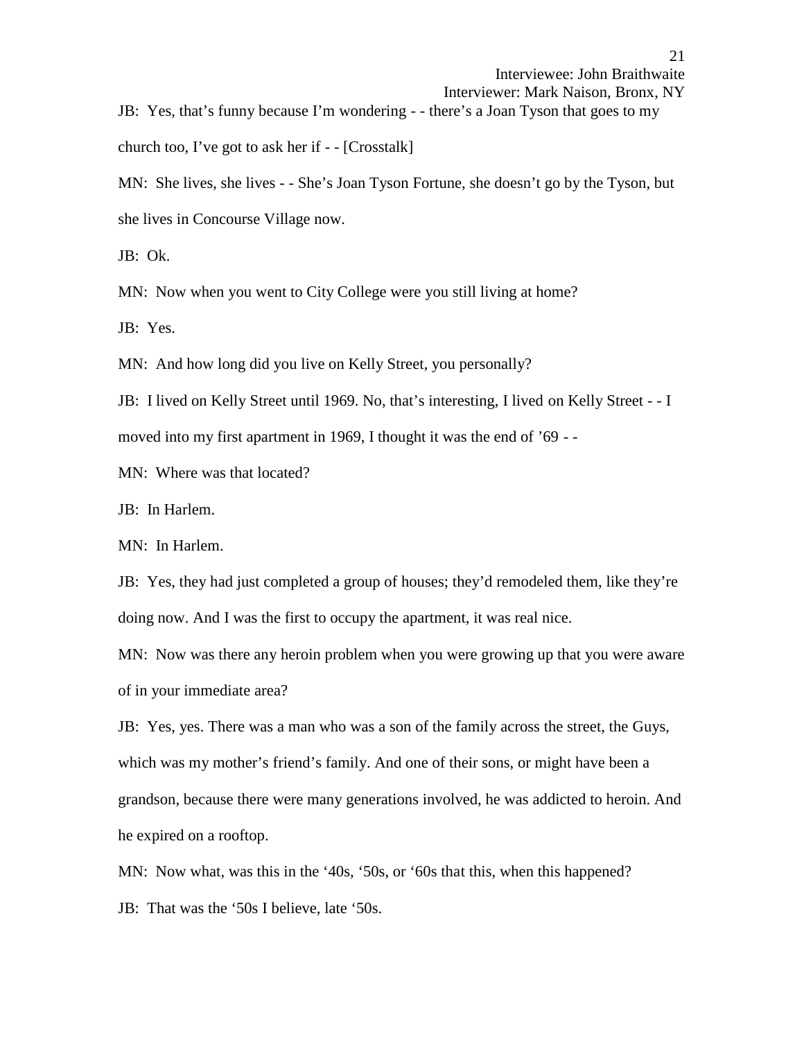JB: Yes, that's funny because I'm wondering - - there's a Joan Tyson that goes to my church too, I've got to ask her if - - [Crosstalk]

MN: She lives, she lives - - She's Joan Tyson Fortune, she doesn't go by the Tyson, but she lives in Concourse Village now.

JB: Ok.

MN: Now when you went to City College were you still living at home?

JB: Yes.

MN: And how long did you live on Kelly Street, you personally?

JB: I lived on Kelly Street until 1969. No, that's interesting, I lived on Kelly Street - - I moved into my first apartment in 1969, I thought it was the end of '69 - -

MN: Where was that located?

JB: In Harlem.

MN: In Harlem.

JB: Yes, they had just completed a group of houses; they'd remodeled them, like they're doing now. And I was the first to occupy the apartment, it was real nice.

MN: Now was there any heroin problem when you were growing up that you were aware of in your immediate area?

JB: Yes, yes. There was a man who was a son of the family across the street, the Guys, which was my mother's friend's family. And one of their sons, or might have been a grandson, because there were many generations involved, he was addicted to heroin. And he expired on a rooftop.

MN: Now what, was this in the '40s, '50s, or '60s that this, when this happened?

JB: That was the '50s I believe, late '50s.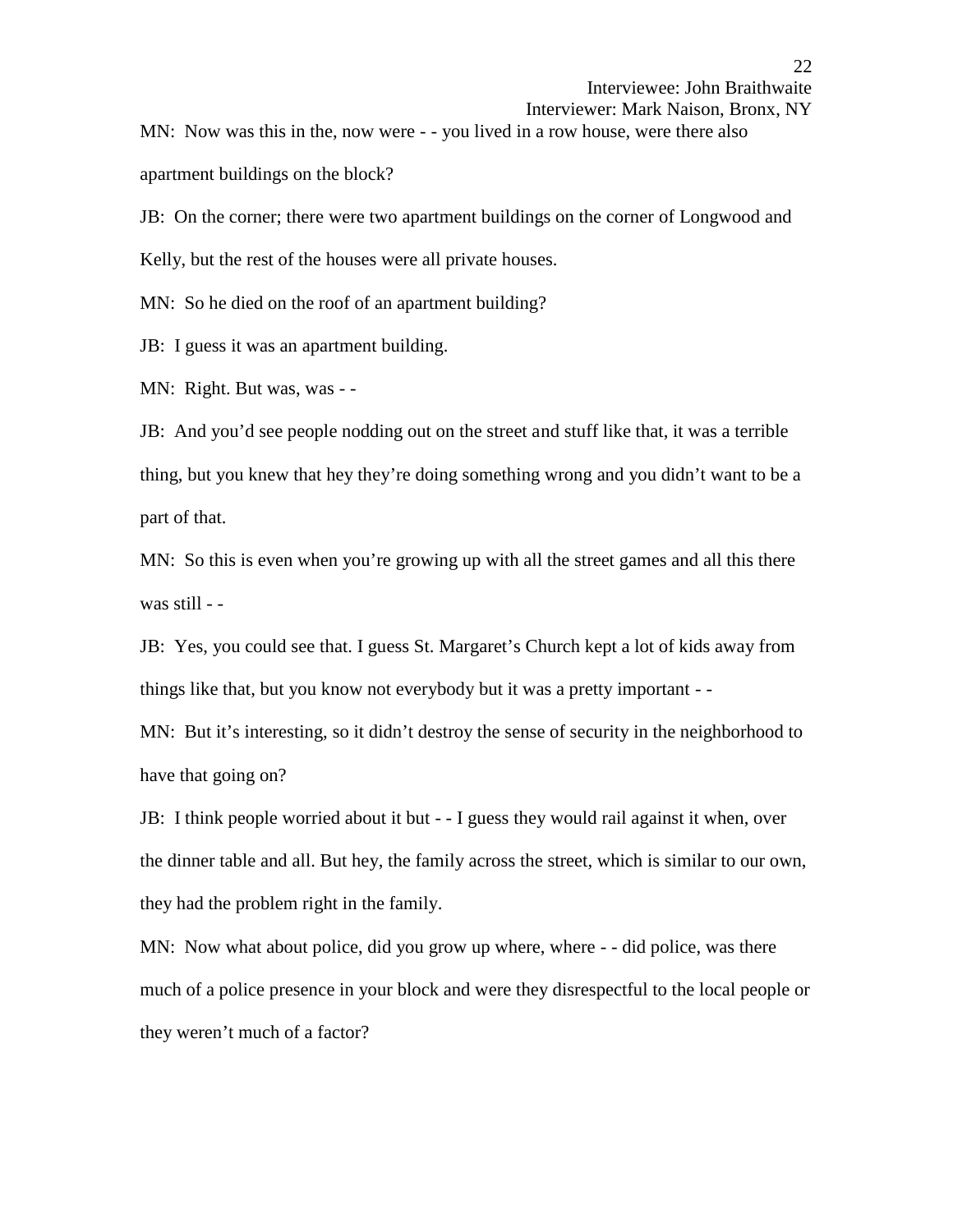MN: Now was this in the, now were - - you lived in a row house, were there also apartment buildings on the block?

JB: On the corner; there were two apartment buildings on the corner of Longwood and Kelly, but the rest of the houses were all private houses.

MN: So he died on the roof of an apartment building?

JB: I guess it was an apartment building.

MN: Right. But was, was - -

JB: And you'd see people nodding out on the street and stuff like that, it was a terrible thing, but you knew that hey they're doing something wrong and you didn't want to be a part of that.

MN: So this is even when you're growing up with all the street games and all this there was still - -

JB: Yes, you could see that. I guess St. Margaret's Church kept a lot of kids away from things like that, but you know not everybody but it was a pretty important - -

MN: But it's interesting, so it didn't destroy the sense of security in the neighborhood to have that going on?

JB: I think people worried about it but - - I guess they would rail against it when, over the dinner table and all. But hey, the family across the street, which is similar to our own, they had the problem right in the family.

MN: Now what about police, did you grow up where, where - - did police, was there much of a police presence in your block and were they disrespectful to the local people or they weren't much of a factor?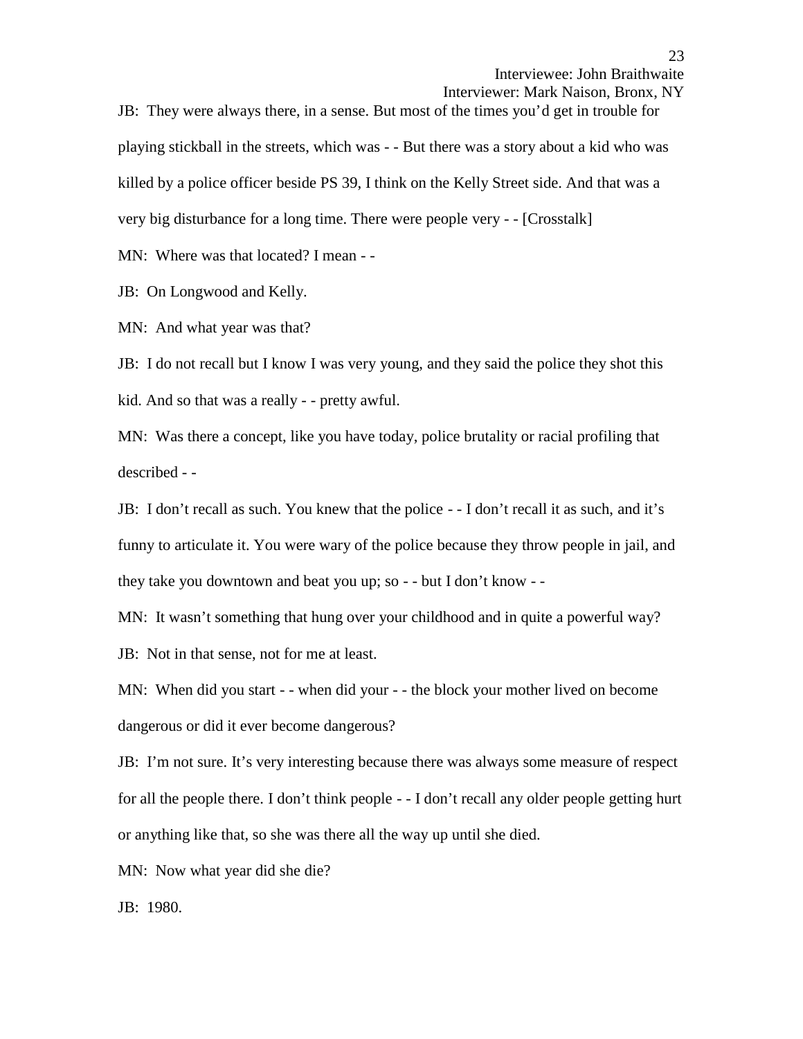JB: They were always there, in a sense. But most of the times you'd get in trouble for playing stickball in the streets, which was - - But there was a story about a kid who was killed by a police officer beside PS 39, I think on the Kelly Street side. And that was a very big disturbance for a long time. There were people very - - [Crosstalk]

MN: Where was that located? I mean - -

JB: On Longwood and Kelly.

MN: And what year was that?

JB: I do not recall but I know I was very young, and they said the police they shot this kid. And so that was a really - - pretty awful.

MN: Was there a concept, like you have today, police brutality or racial profiling that described - -

JB: I don't recall as such. You knew that the police - - I don't recall it as such, and it's funny to articulate it. You were wary of the police because they throw people in jail, and they take you downtown and beat you up; so - - but I don't know - -

MN: It wasn't something that hung over your childhood and in quite a powerful way?

JB: Not in that sense, not for me at least.

MN: When did you start - - when did your - - the block your mother lived on become dangerous or did it ever become dangerous?

JB: I'm not sure. It's very interesting because there was always some measure of respect for all the people there. I don't think people - - I don't recall any older people getting hurt or anything like that, so she was there all the way up until she died.

MN: Now what year did she die?

JB: 1980.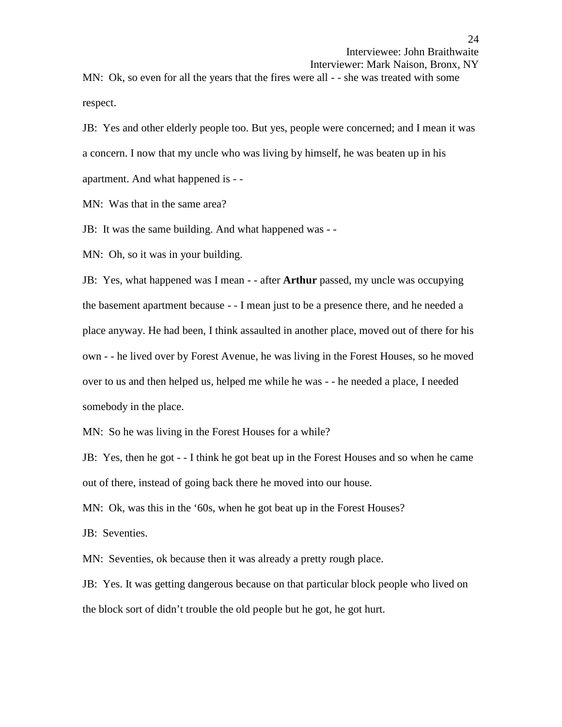MN: Ok, so even for all the years that the fires were all - - she was treated with some respect.

JB: Yes and other elderly people too. But yes, people were concerned; and I mean it was a concern. I now that my uncle who was living by himself, he was beaten up in his apartment. And what happened is - -

MN: Was that in the same area?

JB: It was the same building. And what happened was - -

MN: Oh, so it was in your building.

JB: Yes, what happened was I mean - - after **Arthur** passed, my uncle was occupying the basement apartment because - - I mean just to be a presence there, and he needed a place anyway. He had been, I think assaulted in another place, moved out of there for his own - - he lived over by Forest Avenue, he was living in the Forest Houses, so he moved over to us and then helped us, helped me while he was - - he needed a place, I needed somebody in the place.

MN: So he was living in the Forest Houses for a while?

JB: Yes, then he got - - I think he got beat up in the Forest Houses and so when he came out of there, instead of going back there he moved into our house.

MN: Ok, was this in the '60s, when he got beat up in the Forest Houses?

JB: Seventies.

MN: Seventies, ok because then it was already a pretty rough place.

JB: Yes. It was getting dangerous because on that particular block people who lived on the block sort of didn't trouble the old people but he got, he got hurt.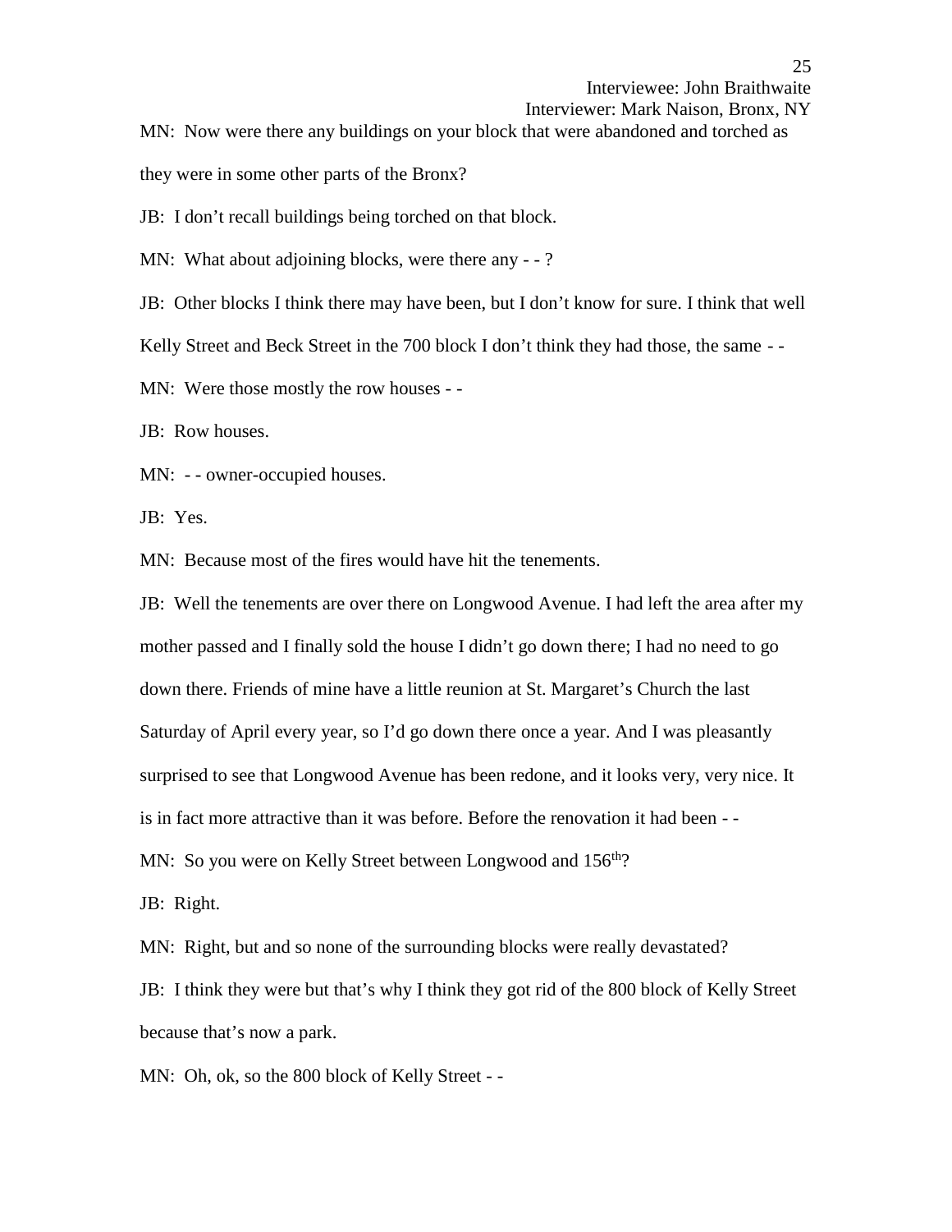MN: Now were there any buildings on your block that were abandoned and torched as they were in some other parts of the Bronx?

JB: I don't recall buildings being torched on that block.

MN: What about adjoining blocks, were there any - - ?

JB: Other blocks I think there may have been, but I don't know for sure. I think that well Kelly Street and Beck Street in the 700 block I don't think they had those, the same - -

MN: Were those mostly the row houses - -

JB: Row houses.

MN: - - owner-occupied houses.

JB: Yes.

MN: Because most of the fires would have hit the tenements.

JB: Well the tenements are over there on Longwood Avenue. I had left the area after my mother passed and I finally sold the house I didn't go down there; I had no need to go down there. Friends of mine have a little reunion at St. Margaret's Church the last Saturday of April every year, so I'd go down there once a year. And I was pleasantly surprised to see that Longwood Avenue has been redone, and it looks very, very nice. It is in fact more attractive than it was before. Before the renovation it had been - -

MN: So you were on Kelly Street between Longwood and 156th?

JB: Right.

MN: Right, but and so none of the surrounding blocks were really devastated?

JB: I think they were but that's why I think they got rid of the 800 block of Kelly Street because that's now a park.

MN: Oh, ok, so the 800 block of Kelly Street - -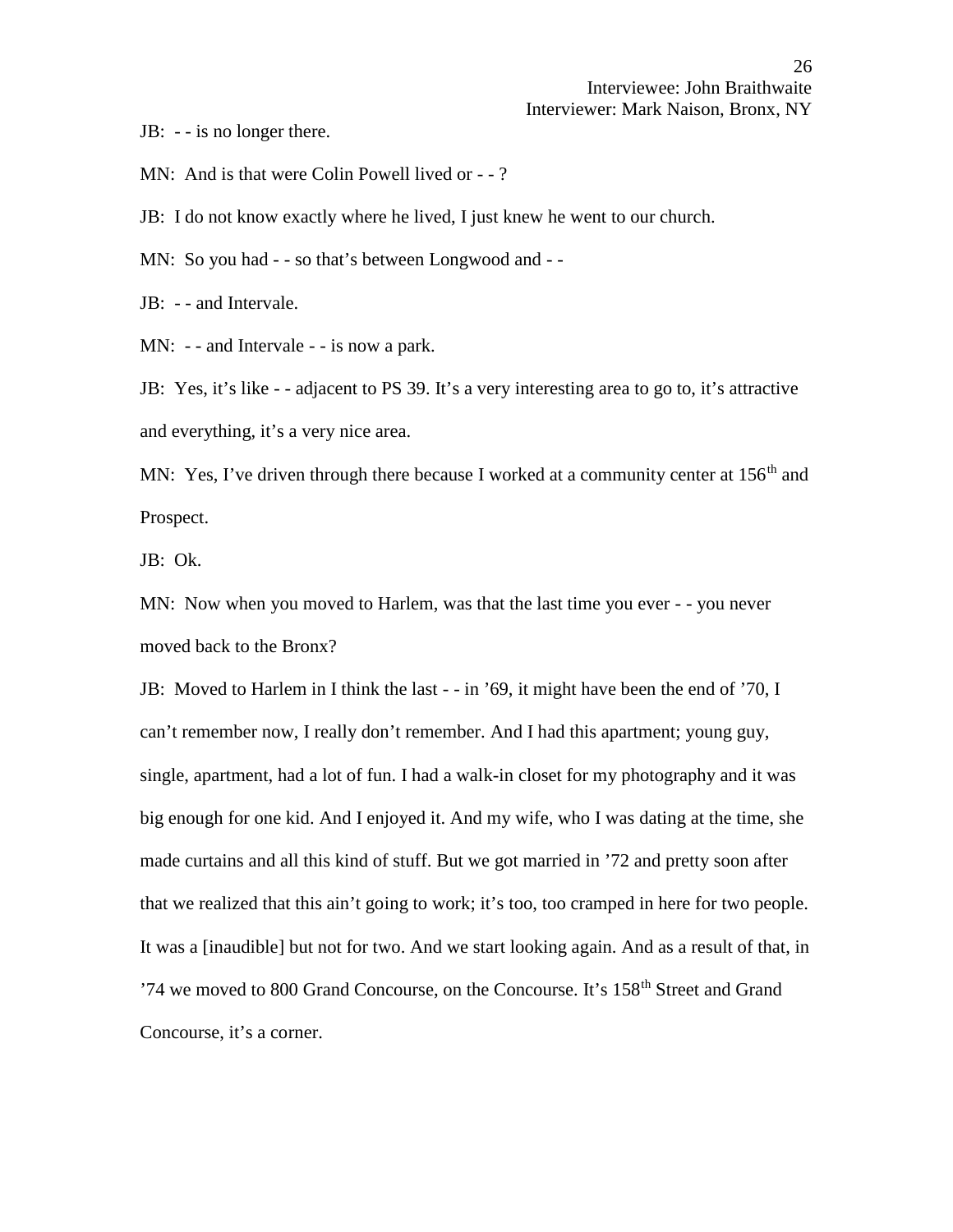JB: - - is no longer there.

MN: And is that were Colin Powell lived or - - ?

JB: I do not know exactly where he lived, I just knew he went to our church.

MN: So you had - - so that's between Longwood and - -

JB: - - and Intervale.

MN: - - and Intervale - - is now a park.

JB: Yes, it's like - - adjacent to PS 39. It's a very interesting area to go to, it's attractive and everything, it's a very nice area.

MN: Yes, I've driven through there because I worked at a community center at 156th and Prospect.

JB: Ok.

MN: Now when you moved to Harlem, was that the last time you ever - - you never moved back to the Bronx?

JB: Moved to Harlem in I think the last - - in '69, it might have been the end of '70, I can't remember now, I really don't remember. And I had this apartment; young guy, single, apartment, had a lot of fun. I had a walk-in closet for my photography and it was big enough for one kid. And I enjoyed it. And my wife, who I was dating at the time, she made curtains and all this kind of stuff. But we got married in '72 and pretty soon after that we realized that this ain't going to work; it's too, too cramped in here for two people. It was a [inaudible] but not for two. And we start looking again. And as a result of that, in '74 we moved to 800 Grand Concourse, on the Concourse. It's 158th Street and Grand Concourse, it's a corner.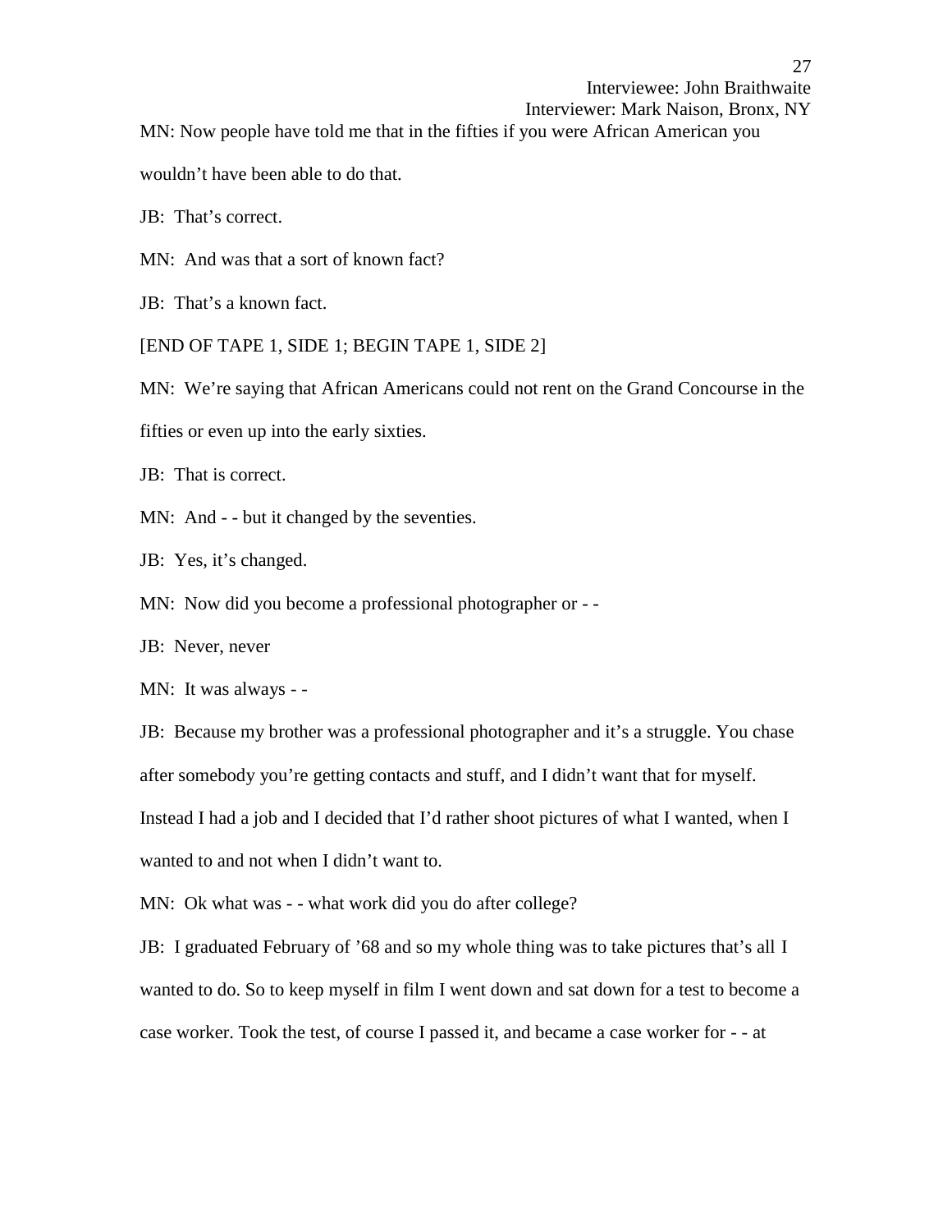MN: Now people have told me that in the fifties if you were African American you wouldn't have been able to do that.

JB: That's correct.

MN: And was that a sort of known fact?

JB: That's a known fact.

[END OF TAPE 1, SIDE 1; BEGIN TAPE 1, SIDE 2]

MN: We're saying that African Americans could not rent on the Grand Concourse in the fifties or even up into the early sixties.

JB: That is correct.

MN: And - - but it changed by the seventies.

JB: Yes, it's changed.

MN: Now did you become a professional photographer or - -

JB: Never, never

MN: It was always - -

JB: Because my brother was a professional photographer and it's a struggle. You chase after somebody you're getting contacts and stuff, and I didn't want that for myself. Instead I had a job and I decided that I'd rather shoot pictures of what I wanted, when I wanted to and not when I didn't want to.

MN: Ok what was - - what work did you do after college?

JB: I graduated February of '68 and so my whole thing was to take pictures that's all I wanted to do. So to keep myself in film I went down and sat down for a test to become a case worker. Took the test, of course I passed it, and became a case worker for - - at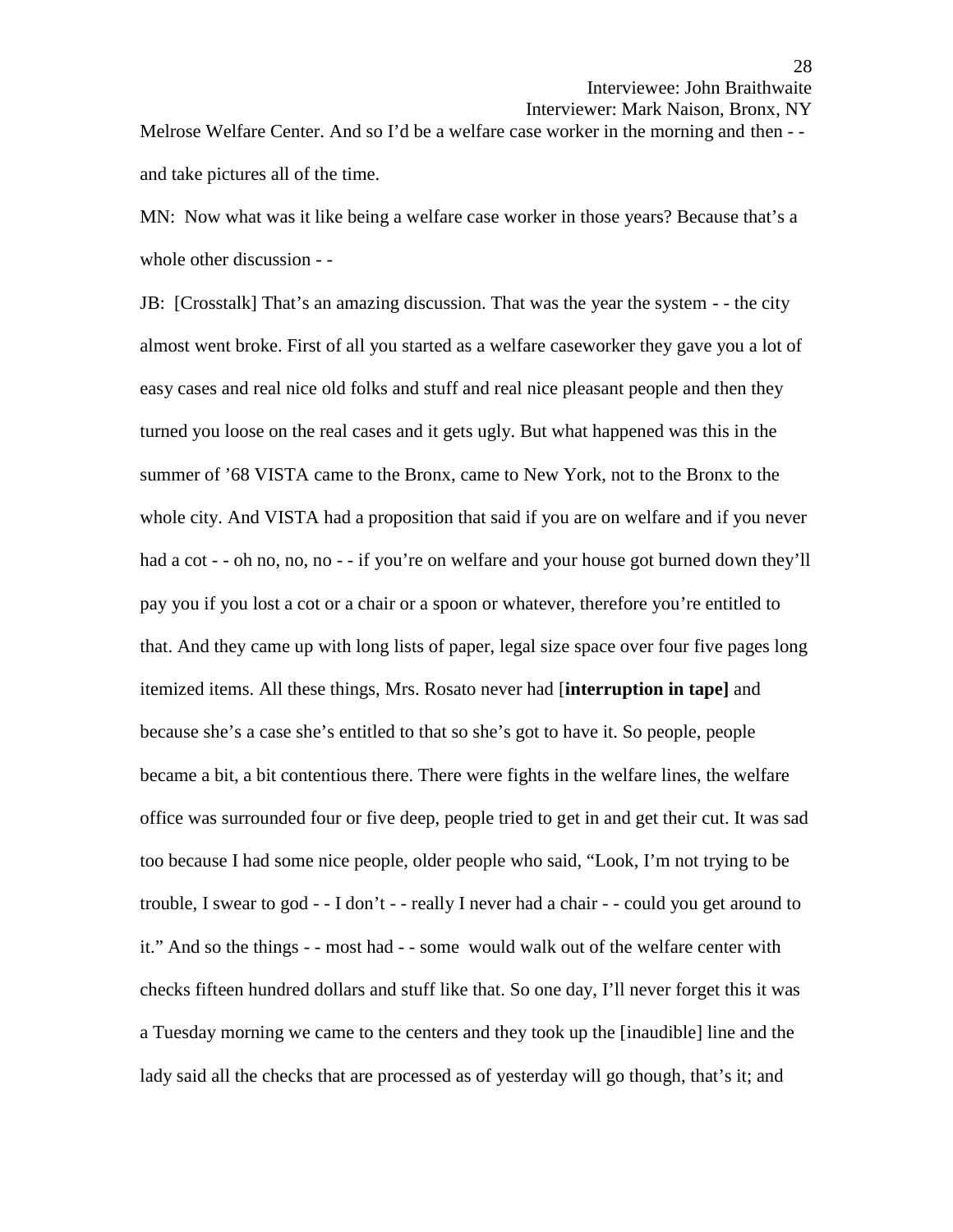Melrose Welfare Center. And so I'd be a welfare case worker in the morning and then - - and take pictures all of the time.

MN: Now what was it like being a welfare case worker in those years? Because that's a whole other discussion - -

JB: [Crosstalk] That's an amazing discussion. That was the year the system - - the city almost went broke. First of all you started as a welfare caseworker they gave you a lot of easy cases and real nice old folks and stuff and real nice pleasant people and then they turned you loose on the real cases and it gets ugly. But what happened was this in the summer of '68 VISTA came to the Bronx, came to New York, not to the Bronx to the whole city. And VISTA had a proposition that said if you are on welfare and if you never had a cot - - oh no, no, no - - if you're on welfare and your house got burned down they'll pay you if you lost a cot or a chair or a spoon or whatever, therefore you're entitled to that. And they came up with long lists of paper, legal size space over four five pages long itemized items. All these things, Mrs. Rosato never had [**interruption in tape]** and because she's a case she's entitled to that so she's got to have it. So people, people became a bit, a bit contentious there. There were fights in the welfare lines, the welfare office was surrounded four or five deep, people tried to get in and get their cut. It was sad too because I had some nice people, older people who said, "Look, I'm not trying to be trouble, I swear to god - - I don't - - really I never had a chair - - could you get around to it." And so the things - - most had - - some would walk out of the welfare center with checks fifteen hundred dollars and stuff like that. So one day, I'll never forget this it was a Tuesday morning we came to the centers and they took up the [inaudible] line and the lady said all the checks that are processed as of yesterday will go though, that's it; and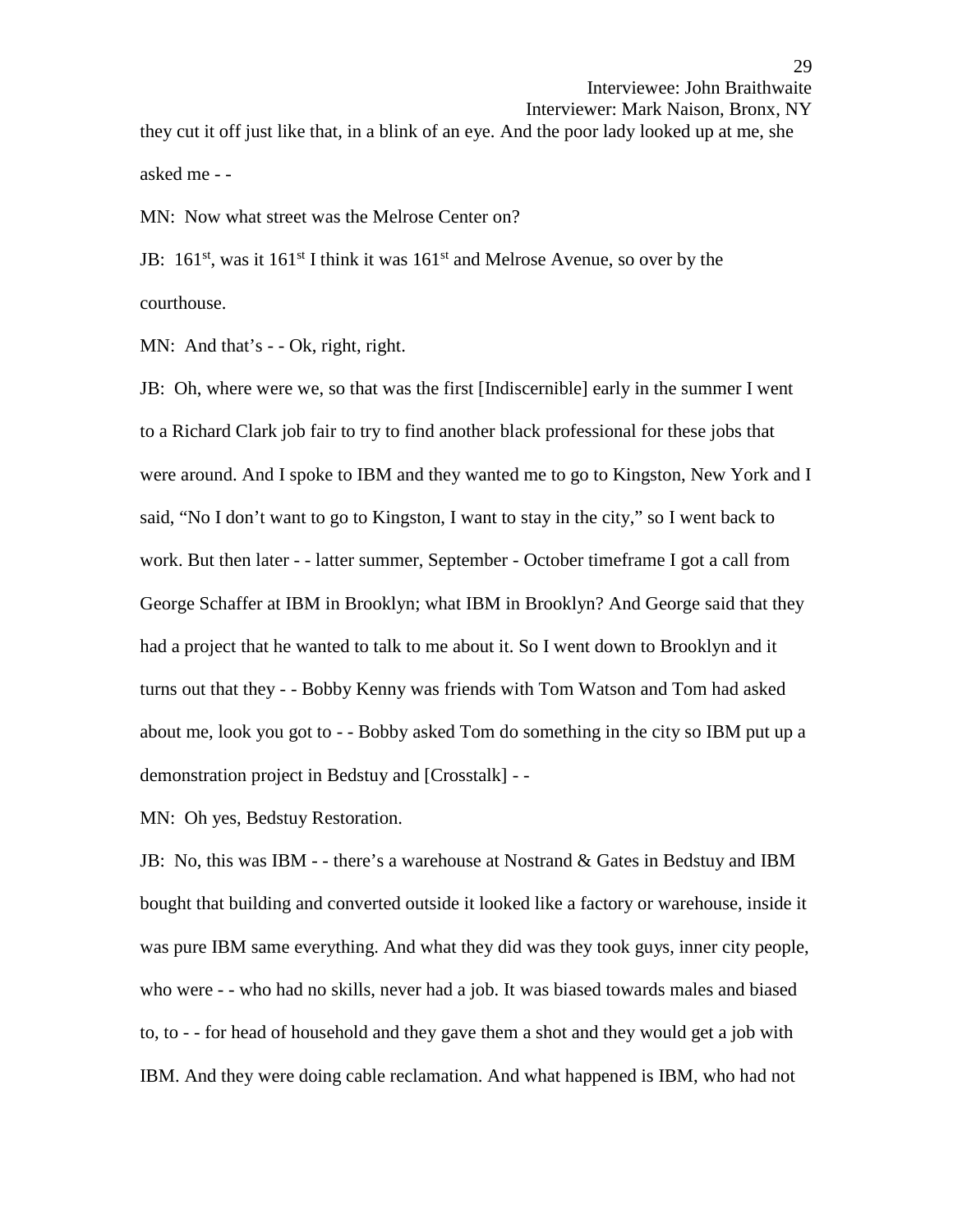they cut it off just like that, in a blink of an eye. And the poor lady looked up at me, she asked me - -

MN: Now what street was the Melrose Center on?

JB: 161st, was it 161st I think it was 161st and Melrose Avenue, so over by the courthouse.

MN: And that's - - Ok, right, right.

JB: Oh, where were we, so that was the first [Indiscernible] early in the summer I went to a Richard Clark job fair to try to find another black professional for these jobs that were around. And I spoke to IBM and they wanted me to go to Kingston, New York and I said, "No I don't want to go to Kingston, I want to stay in the city," so I went back to work. But then later - - latter summer, September - October timeframe I got a call from George Schaffer at IBM in Brooklyn; what IBM in Brooklyn? And George said that they had a project that he wanted to talk to me about it. So I went down to Brooklyn and it turns out that they - - Bobby Kenny was friends with Tom Watson and Tom had asked about me, look you got to - - Bobby asked Tom do something in the city so IBM put up a demonstration project in Bedstuy and [Crosstalk] - -

MN: Oh yes, Bedstuy Restoration.

JB: No, this was IBM - - there's a warehouse at Nostrand & Gates in Bedstuy and IBM bought that building and converted outside it looked like a factory or warehouse, inside it was pure IBM same everything. And what they did was they took guys, inner city people, who were - - who had no skills, never had a job. It was biased towards males and biased to, to - - for head of household and they gave them a shot and they would get a job with IBM. And they were doing cable reclamation. And what happened is IBM, who had not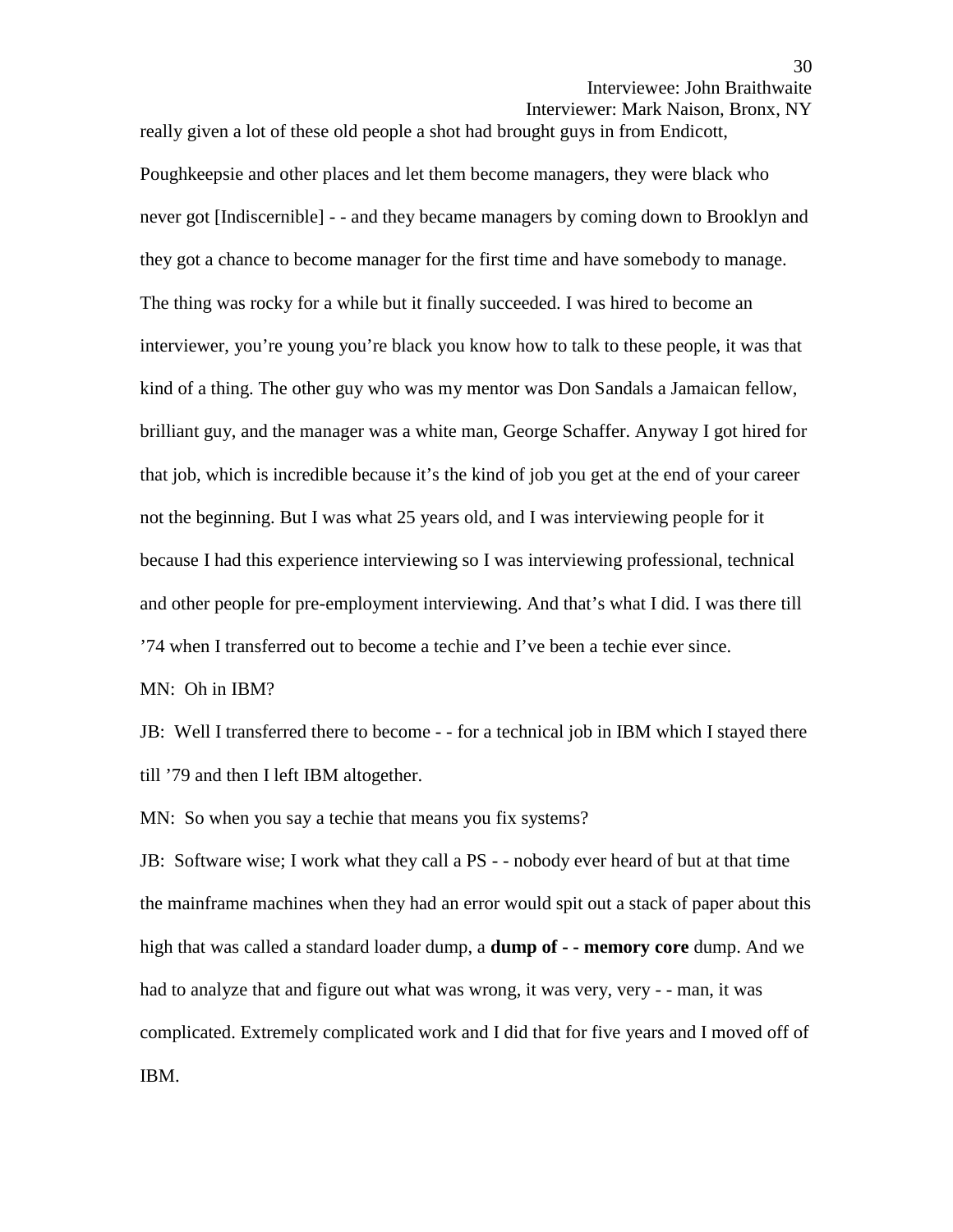really given a lot of these old people a shot had brought guys in from Endicott, Poughkeepsie and other places and let them become managers, they were black who never got [Indiscernible] - - and they became managers by coming down to Brooklyn and they got a chance to become manager for the first time and have somebody to manage. The thing was rocky for a while but it finally succeeded. I was hired to become an interviewer, you're young you're black you know how to talk to these people, it was that kind of a thing. The other guy who was my mentor was Don Sandals a Jamaican fellow, brilliant guy, and the manager was a white man, George Schaffer. Anyway I got hired for that job, which is incredible because it's the kind of job you get at the end of your career not the beginning. But I was what 25 years old, and I was interviewing people for it because I had this experience interviewing so I was interviewing professional, technical and other people for pre-employment interviewing. And that's what I did. I was there till '74 when I transferred out to become a techie and I've been a techie ever since.

MN: Oh in IBM?

JB: Well I transferred there to become - - for a technical job in IBM which I stayed there till '79 and then I left IBM altogether.

MN: So when you say a techie that means you fix systems?

JB: Software wise; I work what they call a PS - - nobody ever heard of but at that time the mainframe machines when they had an error would spit out a stack of paper about this high that was called a standard loader dump, a **dump of - - memory core** dump. And we had to analyze that and figure out what was wrong, it was very, very - - man, it was complicated. Extremely complicated work and I did that for five years and I moved off of IBM.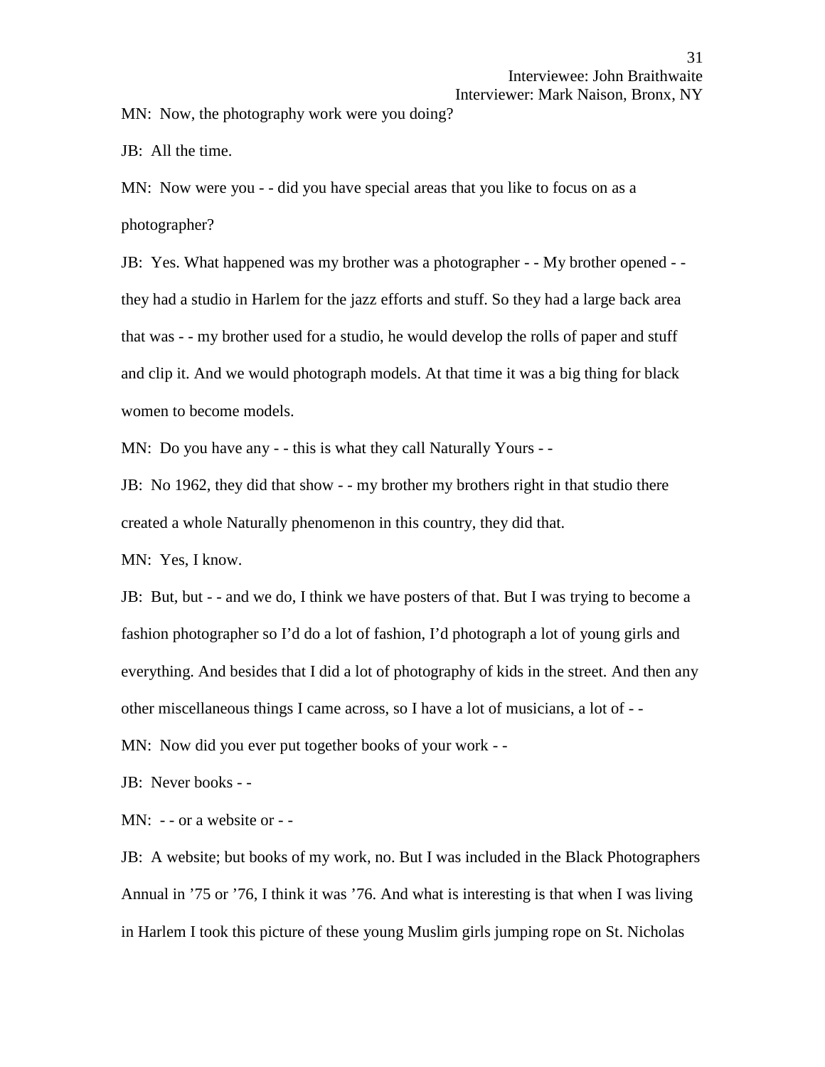MN: Now, the photography work were you doing?

JB: All the time.

MN: Now were you - - did you have special areas that you like to focus on as a photographer?

JB: Yes. What happened was my brother was a photographer - - My brother opened - - they had a studio in Harlem for the jazz efforts and stuff. So they had a large back area that was - - my brother used for a studio, he would develop the rolls of paper and stuff and clip it. And we would photograph models. At that time it was a big thing for black women to become models.

MN: Do you have any - - this is what they call Naturally Yours - -

JB: No 1962, they did that show - - my brother my brothers right in that studio there created a whole Naturally phenomenon in this country, they did that.

MN: Yes, I know.

JB: But, but - - and we do, I think we have posters of that. But I was trying to become a fashion photographer so I'd do a lot of fashion, I'd photograph a lot of young girls and everything. And besides that I did a lot of photography of kids in the street. And then any other miscellaneous things I came across, so I have a lot of musicians, a lot of - -

MN: Now did you ever put together books of your work - -

JB: Never books - -

MN: - - or a website or - -

JB: A website; but books of my work, no. But I was included in the Black Photographers Annual in '75 or '76, I think it was '76. And what is interesting is that when I was living in Harlem I took this picture of these young Muslim girls jumping rope on St. Nicholas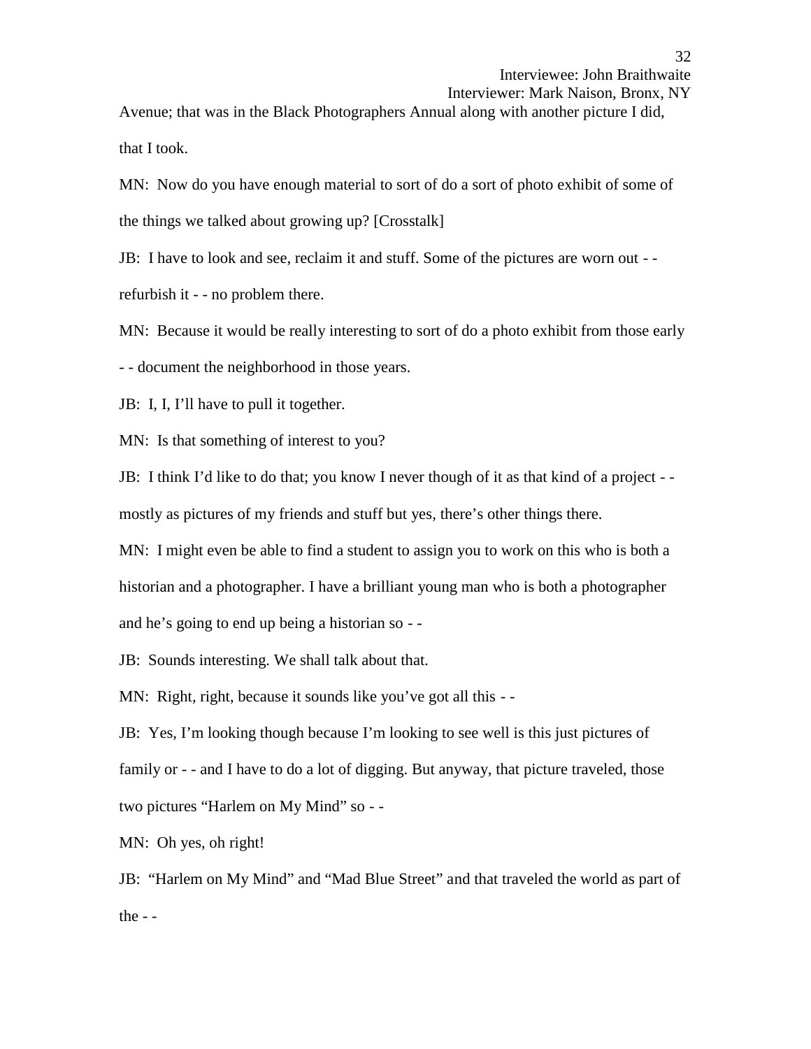Avenue; that was in the Black Photographers Annual along with another picture I did, that I took.

MN: Now do you have enough material to sort of do a sort of photo exhibit of some of the things we talked about growing up? [Crosstalk]

JB: I have to look and see, reclaim it and stuff. Some of the pictures are worn out - - refurbish it - - no problem there.

MN: Because it would be really interesting to sort of do a photo exhibit from those early - - document the neighborhood in those years.

JB: I, I, I'll have to pull it together.

MN: Is that something of interest to you?

JB: I think I'd like to do that; you know I never though of it as that kind of a project - - mostly as pictures of my friends and stuff but yes, there's other things there.

MN: I might even be able to find a student to assign you to work on this who is both a historian and a photographer. I have a brilliant young man who is both a photographer and he's going to end up being a historian so - -

JB: Sounds interesting. We shall talk about that.

MN: Right, right, because it sounds like you've got all this - -

JB: Yes, I'm looking though because I'm looking to see well is this just pictures of family or - - and I have to do a lot of digging. But anyway, that picture traveled, those two pictures "Harlem on My Mind" so - -

MN: Oh yes, oh right!

JB: "Harlem on My Mind" and "Mad Blue Street" and that traveled the world as part of the - -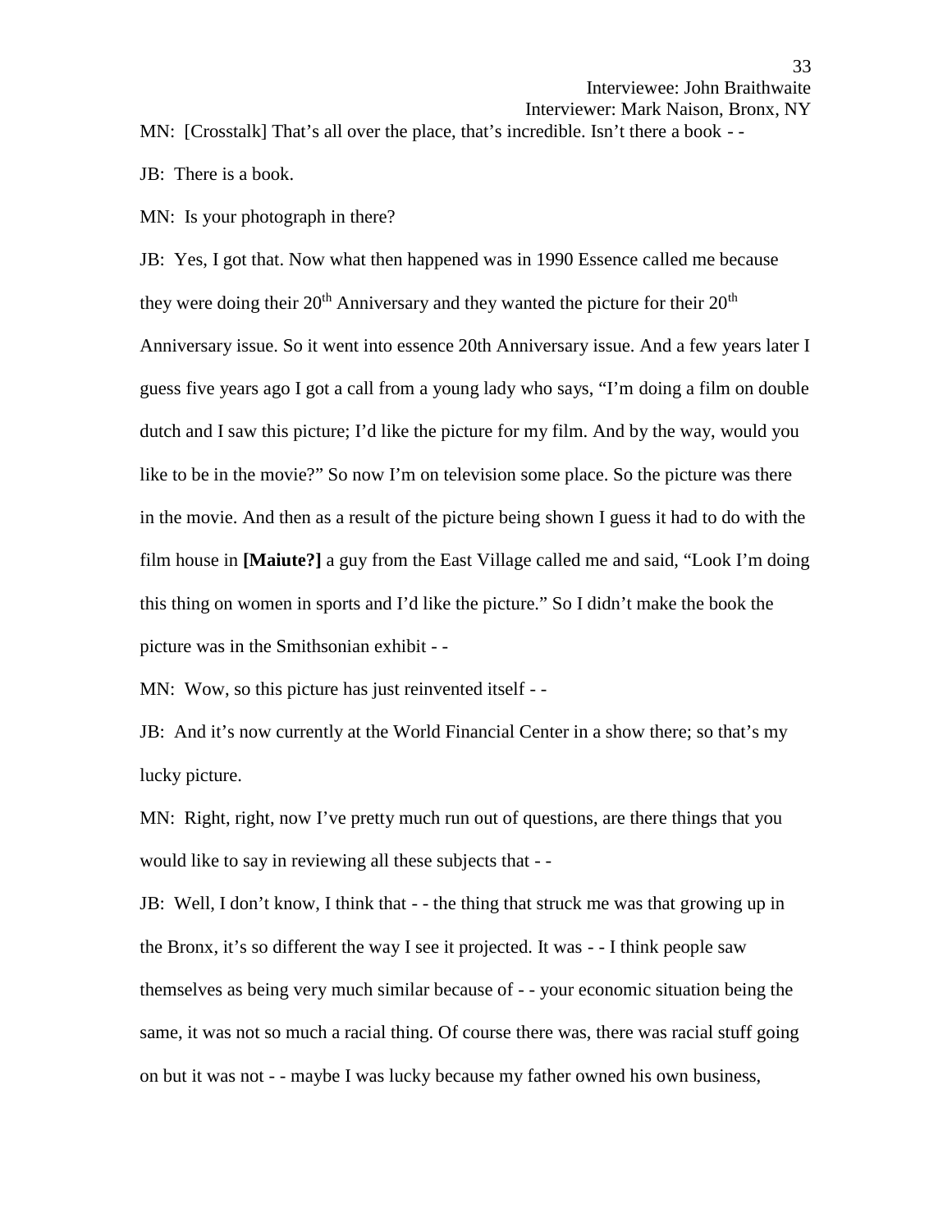MN: [Crosstalk] That's all over the place, that's incredible. Isn't there a book - -

JB: There is a book.

MN: Is your photograph in there?

JB: Yes, I got that. Now what then happened was in 1990 Essence called me because they were doing their 20th Anniversary and they wanted the picture for their 20th Anniversary issue. So it went into essence 20th Anniversary issue. And a few years later I guess five years ago I got a call from a young lady who says, "I'm doing a film on double dutch and I saw this picture; I'd like the picture for my film. And by the way, would you like to be in the movie?" So now I'm on television some place. So the picture was there in the movie. And then as a result of the picture being shown I guess it had to do with the film house in **[Maiute?]** a guy from the East Village called me and said, "Look I'm doing this thing on women in sports and I'd like the picture." So I didn't make the book the picture was in the Smithsonian exhibit - -

MN: Wow, so this picture has just reinvented itself - -

JB: And it's now currently at the World Financial Center in a show there; so that's my lucky picture.

MN: Right, right, now I've pretty much run out of questions, are there things that you would like to say in reviewing all these subjects that - -

JB: Well, I don't know, I think that - - the thing that struck me was that growing up in the Bronx, it's so different the way I see it projected. It was - - I think people saw themselves as being very much similar because of - - your economic situation being the same, it was not so much a racial thing. Of course there was, there was racial stuff going on but it was not - - maybe I was lucky because my father owned his own business,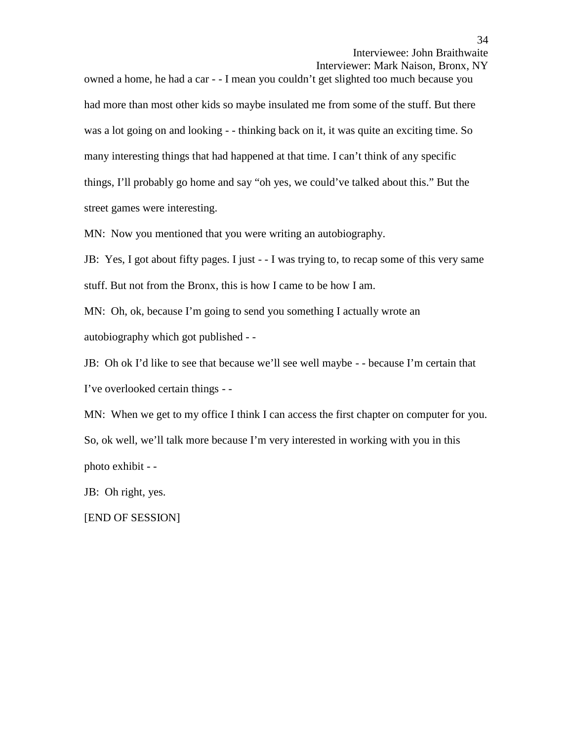owned a home, he had a car - - I mean you couldn't get slighted too much because you had more than most other kids so maybe insulated me from some of the stuff. But there was a lot going on and looking - - thinking back on it, it was quite an exciting time. So many interesting things that had happened at that time. I can't think of any specific things, I'll probably go home and say "oh yes, we could've talked about this." But the street games were interesting.

MN: Now you mentioned that you were writing an autobiography.

JB: Yes, I got about fifty pages. I just - - I was trying to, to recap some of this very same stuff. But not from the Bronx, this is how I came to be how I am.

MN: Oh, ok, because I'm going to send you something I actually wrote an autobiography which got published - -

JB: Oh ok I'd like to see that because we'll see well maybe - - because I'm certain that I've overlooked certain things - -

MN: When we get to my office I think I can access the first chapter on computer for you. So, ok well, we'll talk more because I'm very interested in working with you in this photo exhibit - -

JB: Oh right, yes.

[END OF SESSION]